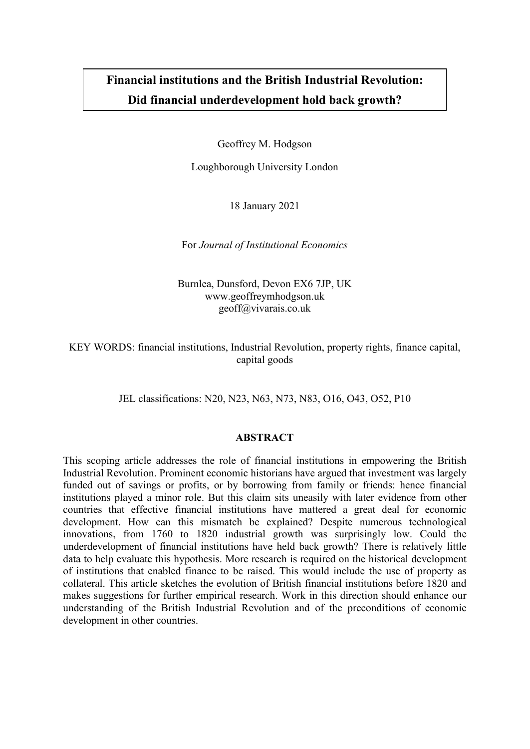# Financial institutions and the British Industrial Revolution: Did financial underdevelopment hold back growth?

Geoffrey M. Hodgson

Loughborough University London

18 January 2021

For *Journal of Institutional Economics*

Burnlea, Dunsford, Devon EX6 7JP, UK
www.geoffreymhodgson.uk
geoff@vivarais.co.uk

KEY WORDS: financial institutions, Industrial Revolution, property rights, finance capital, capital goods

JEL classifications: N20, N23, N63, N73, N83, O16, O43, O52, P10

## ABSTRACT

This scoping article addresses the role of financial institutions in empowering the British Industrial Revolution. Prominent economic historians have argued that investment was largely funded out of savings or profits, or by borrowing from family or friends: hence financial institutions played a minor role. But this claim sits uneasily with later evidence from other countries that effective financial institutions have mattered a great deal for economic development. How can this mismatch be explained? Despite numerous technological innovations, from 1760 to 1820 industrial growth was surprisingly low. Could the underdevelopment of financial institutions have held back growth? There is relatively little data to help evaluate this hypothesis. More research is required on the historical development of institutions that enabled finance to be raised. This would include the use of property as collateral. This article sketches the evolution of British financial institutions before 1820 and makes suggestions for further empirical research. Work in this direction should enhance our understanding of the British Industrial Revolution and of the preconditions of economic development in other countries.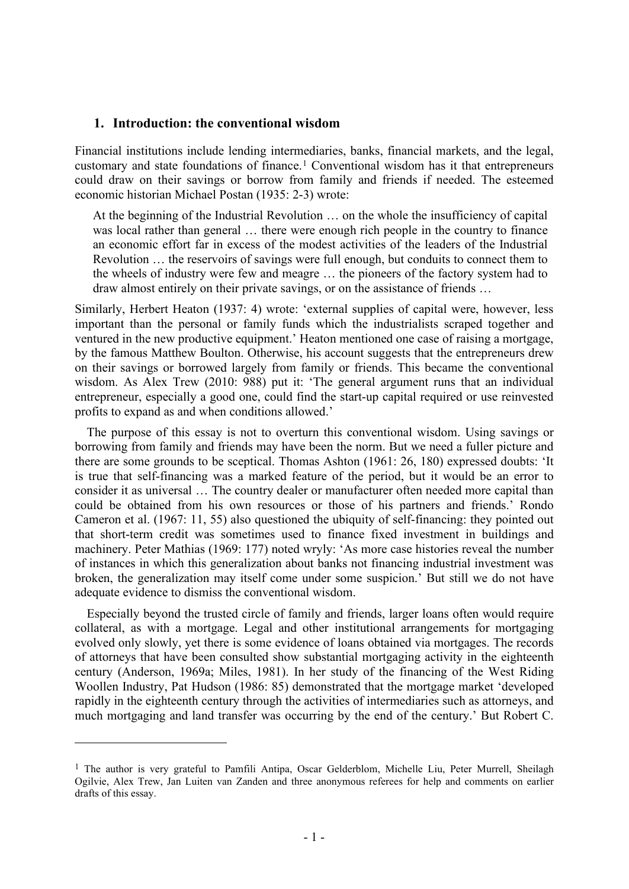## 1. Introduction: the conventional wisdom

Financial institutions include lending intermediaries, banks, financial markets, and the legal, customary and state foundations of finance.[1] Conventional wisdom has it that entrepreneurs could draw on their savings or borrow from family and friends if needed. The esteemed economic historian Michael Postan (1935: 2-3) wrote:

> At the beginning of the Industrial Revolution … on the whole the insufficiency of capital was local rather than general … there were enough rich people in the country to finance an economic effort far in excess of the modest activities of the leaders of the Industrial Revolution … the reservoirs of savings were full enough, but conduits to connect them to the wheels of industry were few and meagre … the pioneers of the factory system had to draw almost entirely on their private savings, or on the assistance of friends …

Similarly, Herbert Heaton (1937: 4) wrote: 'external supplies of capital were, however, less important than the personal or family funds which the industrialists scraped together and ventured in the new productive equipment.' Heaton mentioned one case of raising a mortgage, by the famous Matthew Boulton. Otherwise, his account suggests that the entrepreneurs drew on their savings or borrowed largely from family or friends. This became the conventional wisdom. As Alex Trew (2010: 988) put it: 'The general argument runs that an individual entrepreneur, especially a good one, could find the start-up capital required or use reinvested profits to expand as and when conditions allowed.'

The purpose of this essay is not to overturn this conventional wisdom. Using savings or borrowing from family and friends may have been the norm. But we need a fuller picture and there are some grounds to be sceptical. Thomas Ashton (1961: 26, 180) expressed doubts: 'It is true that self-financing was a marked feature of the period, but it would be an error to consider it as universal … The country dealer or manufacturer often needed more capital than could be obtained from his own resources or those of his partners and friends.' Rondo Cameron et al. (1967: 11, 55) also questioned the ubiquity of self-financing: they pointed out that short-term credit was sometimes used to finance fixed investment in buildings and machinery. Peter Mathias (1969: 177) noted wryly: 'As more case histories reveal the number of instances in which this generalization about banks not financing industrial investment was broken, the generalization may itself come under some suspicion.' But still we do not have adequate evidence to dismiss the conventional wisdom.

Especially beyond the trusted circle of family and friends, larger loans often would require collateral, as with a mortgage. Legal and other institutional arrangements for mortgaging evolved only slowly, yet there is some evidence of loans obtained via mortgages. The records of attorneys that have been consulted show substantial mortgaging activity in the eighteenth century (Anderson, 1969a; Miles, 1981). In her study of the financing of the West Riding Woollen Industry, Pat Hudson (1986: 85) demonstrated that the mortgage market 'developed rapidly in the eighteenth century through the activities of intermediaries such as attorneys, and much mortgaging and land transfer was occurring by the end of the century.' But Robert C.

[1] The author is very grateful to Pamfili Antipa, Oscar Gelderblom, Michelle Liu, Peter Murrell, Sheilagh Ogilvie, Alex Trew, Jan Luiten van Zanden and three anonymous referees for help and comments on earlier drafts of this essay.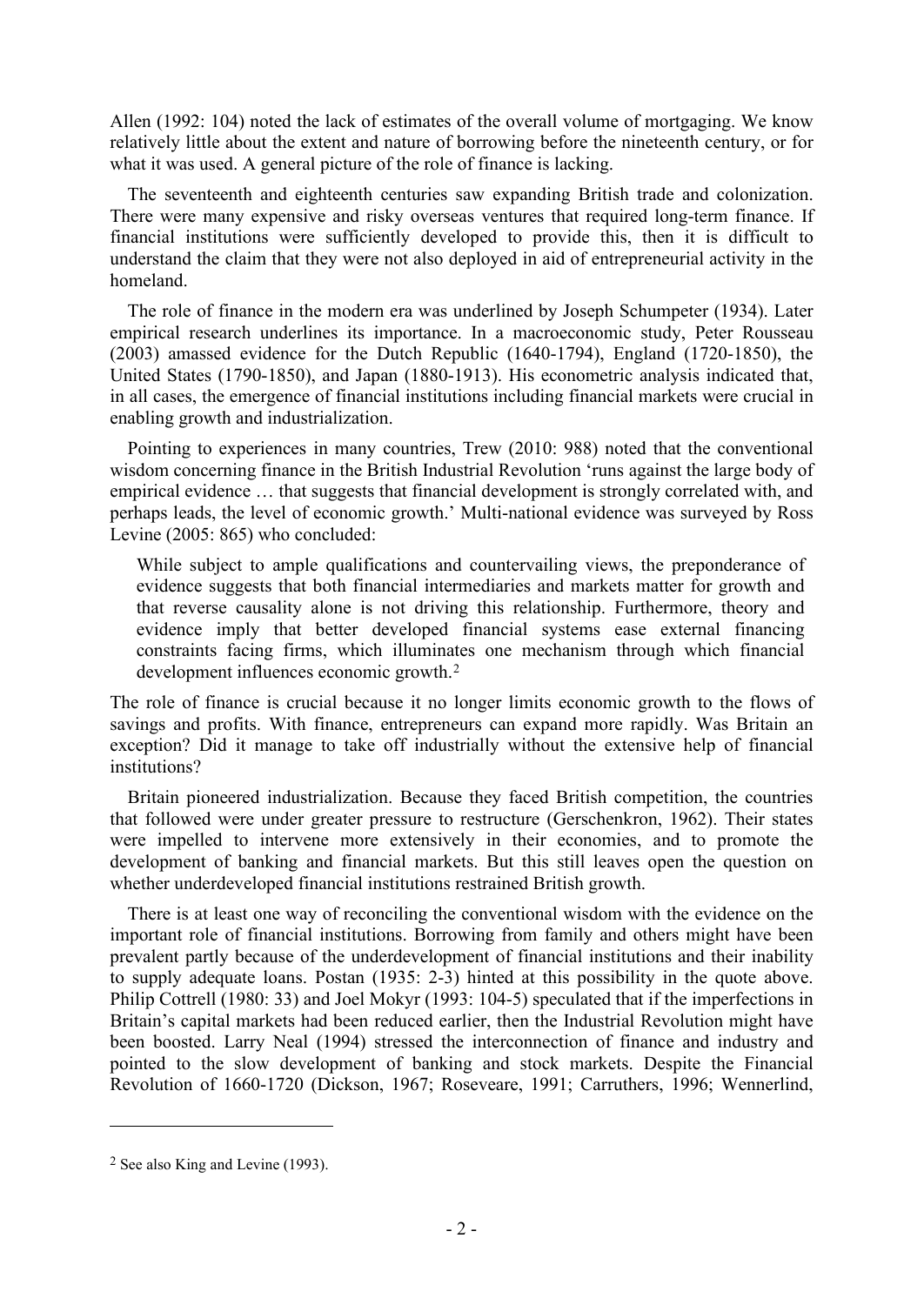Allen (1992: 104) noted the lack of estimates of the overall volume of mortgaging. We know relatively little about the extent and nature of borrowing before the nineteenth century, or for what it was used. A general picture of the role of finance is lacking.

The seventeenth and eighteenth centuries saw expanding British trade and colonization. There were many expensive and risky overseas ventures that required long-term finance. If financial institutions were sufficiently developed to provide this, then it is difficult to understand the claim that they were not also deployed in aid of entrepreneurial activity in the homeland.

The role of finance in the modern era was underlined by Joseph Schumpeter (1934). Later empirical research underlines its importance. In a macroeconomic study, Peter Rousseau (2003) amassed evidence for the Dutch Republic (1640-1794), England (1720-1850), the United States (1790-1850), and Japan (1880-1913). His econometric analysis indicated that, in all cases, the emergence of financial institutions including financial markets were crucial in enabling growth and industrialization.

Pointing to experiences in many countries, Trew (2010: 988) noted that the conventional wisdom concerning finance in the British Industrial Revolution 'runs against the large body of empirical evidence … that suggests that financial development is strongly correlated with, and perhaps leads, the level of economic growth.' Multi-national evidence was surveyed by Ross Levine (2005: 865) who concluded:

> While subject to ample qualifications and countervailing views, the preponderance of evidence suggests that both financial intermediaries and markets matter for growth and that reverse causality alone is not driving this relationship. Furthermore, theory and evidence imply that better developed financial systems ease external financing constraints facing firms, which illuminates one mechanism through which financial development influences economic growth.[2]

The role of finance is crucial because it no longer limits economic growth to the flows of savings and profits. With finance, entrepreneurs can expand more rapidly. Was Britain an exception? Did it manage to take off industrially without the extensive help of financial institutions?

Britain pioneered industrialization. Because they faced British competition, the countries that followed were under greater pressure to restructure (Gerschenkron, 1962). Their states were impelled to intervene more extensively in their economies, and to promote the development of banking and financial markets. But this still leaves open the question on whether underdeveloped financial institutions restrained British growth.

There is at least one way of reconciling the conventional wisdom with the evidence on the important role of financial institutions. Borrowing from family and others might have been prevalent partly because of the underdevelopment of financial institutions and their inability to supply adequate loans. Postan (1935: 2-3) hinted at this possibility in the quote above. Philip Cottrell (1980: 33) and Joel Mokyr (1993: 104-5) speculated that if the imperfections in Britain's capital markets had been reduced earlier, then the Industrial Revolution might have been boosted. Larry Neal (1994) stressed the interconnection of finance and industry and pointed to the slow development of banking and stock markets. Despite the Financial Revolution of 1660-1720 (Dickson, 1967; Roseveare, 1991; Carruthers, 1996; Wennerlind,

[2] See also King and Levine (1993).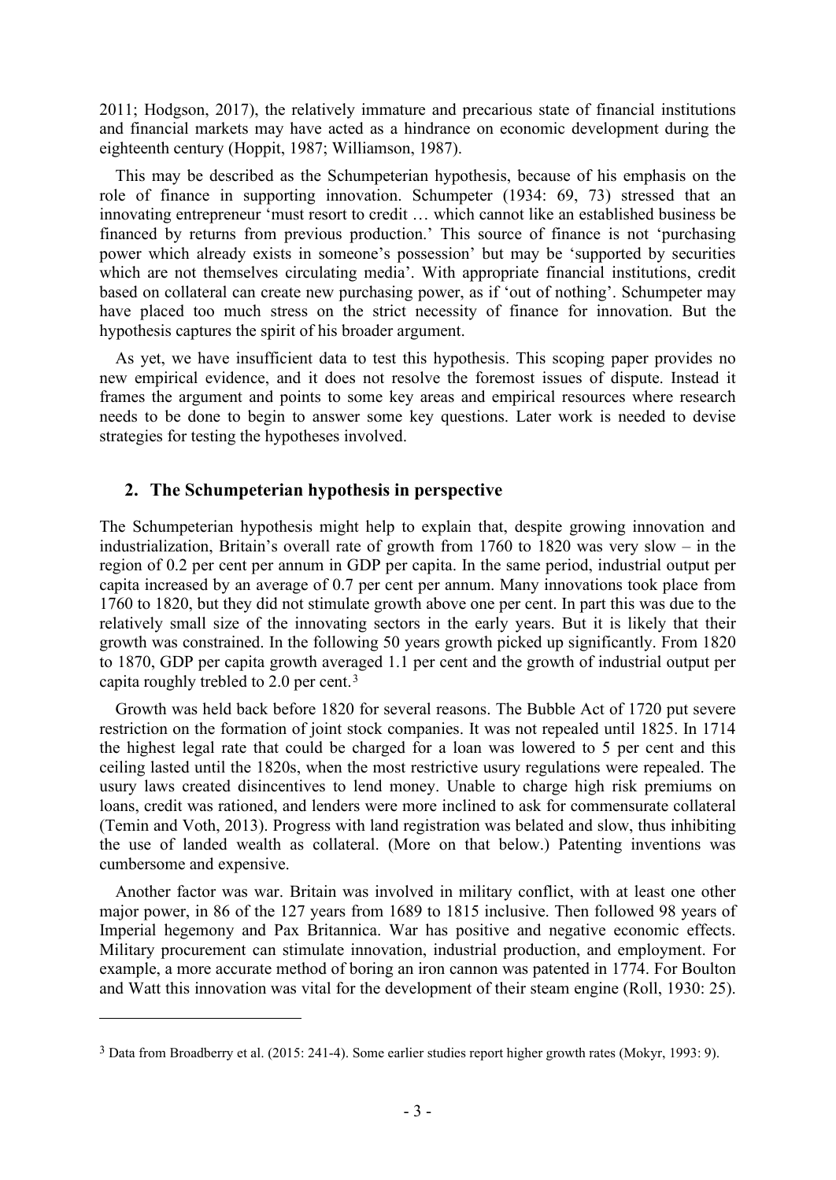2011; Hodgson, 2017), the relatively immature and precarious state of financial institutions and financial markets may have acted as a hindrance on economic development during the eighteenth century (Hoppit, 1987; Williamson, 1987).

This may be described as the Schumpeterian hypothesis, because of his emphasis on the role of finance in supporting innovation. Schumpeter (1934: 69, 73) stressed that an innovating entrepreneur 'must resort to credit … which cannot like an established business be financed by returns from previous production.' This source of finance is not 'purchasing power which already exists in someone's possession' but may be 'supported by securities which are not themselves circulating media'. With appropriate financial institutions, credit based on collateral can create new purchasing power, as if 'out of nothing'. Schumpeter may have placed too much stress on the strict necessity of finance for innovation. But the hypothesis captures the spirit of his broader argument.

As yet, we have insufficient data to test this hypothesis. This scoping paper provides no new empirical evidence, and it does not resolve the foremost issues of dispute. Instead it frames the argument and points to some key areas and empirical resources where research needs to be done to begin to answer some key questions. Later work is needed to devise strategies for testing the hypotheses involved.

## 2. The Schumpeterian hypothesis in perspective

The Schumpeterian hypothesis might help to explain that, despite growing innovation and industrialization, Britain's overall rate of growth from 1760 to 1820 was very slow – in the region of 0.2 per cent per annum in GDP per capita. In the same period, industrial output per capita increased by an average of 0.7 per cent per annum. Many innovations took place from 1760 to 1820, but they did not stimulate growth above one per cent. In part this was due to the relatively small size of the innovating sectors in the early years. But it is likely that their growth was constrained. In the following 50 years growth picked up significantly. From 1820 to 1870, GDP per capita growth averaged 1.1 per cent and the growth of industrial output per capita roughly trebled to 2.0 per cent.[3]

Growth was held back before 1820 for several reasons. The Bubble Act of 1720 put severe restriction on the formation of joint stock companies. It was not repealed until 1825. In 1714 the highest legal rate that could be charged for a loan was lowered to 5 per cent and this ceiling lasted until the 1820s, when the most restrictive usury regulations were repealed. The usury laws created disincentives to lend money. Unable to charge high risk premiums on loans, credit was rationed, and lenders were more inclined to ask for commensurate collateral (Temin and Voth, 2013). Progress with land registration was belated and slow, thus inhibiting the use of landed wealth as collateral. (More on that below.) Patenting inventions was cumbersome and expensive.

Another factor was war. Britain was involved in military conflict, with at least one other major power, in 86 of the 127 years from 1689 to 1815 inclusive. Then followed 98 years of Imperial hegemony and Pax Britannica. War has positive and negative economic effects. Military procurement can stimulate innovation, industrial production, and employment. For example, a more accurate method of boring an iron cannon was patented in 1774. For Boulton and Watt this innovation was vital for the development of their steam engine (Roll, 1930: 25).

[3] Data from Broadberry et al. (2015: 241-4). Some earlier studies report higher growth rates (Mokyr, 1993: 9).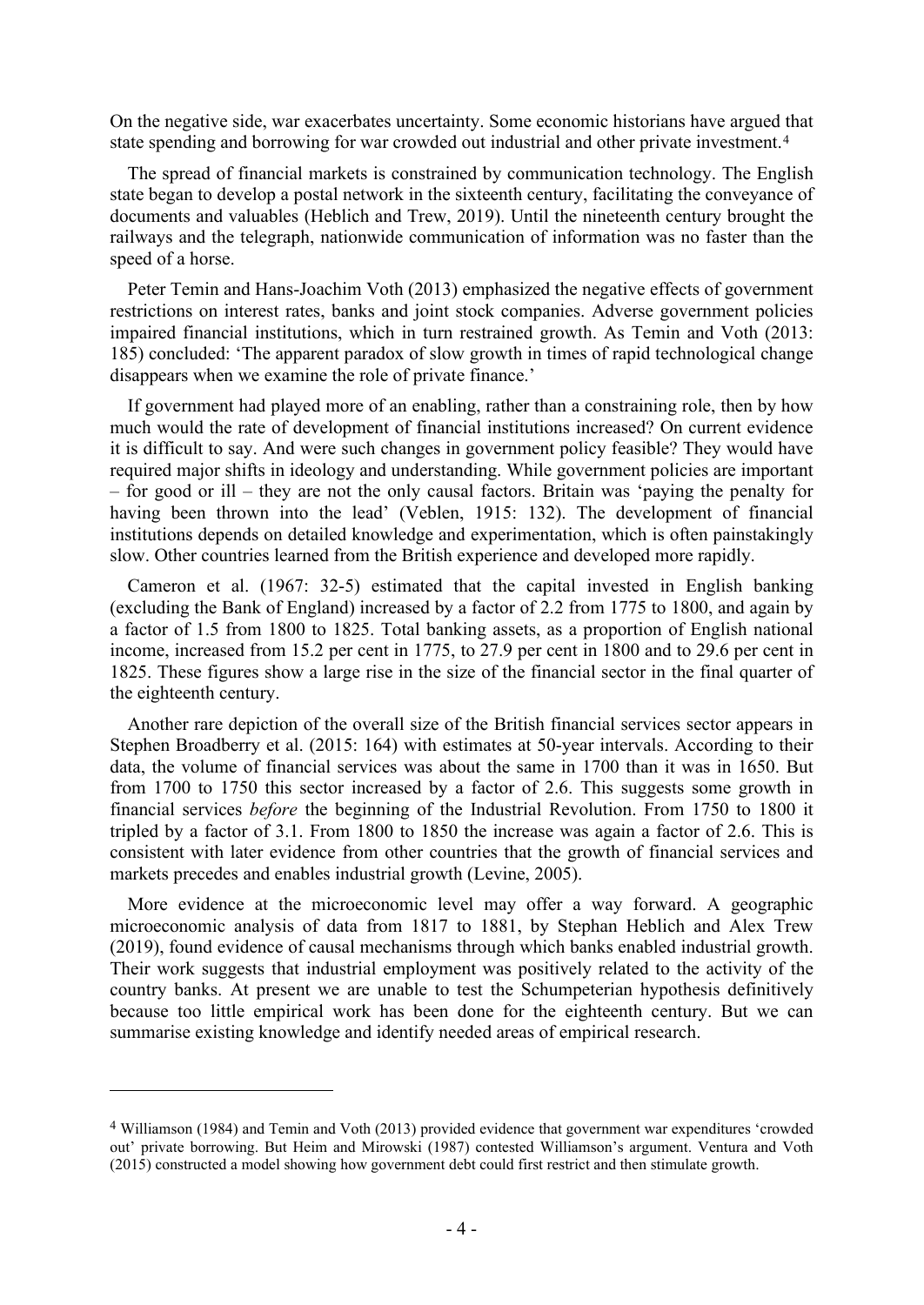On the negative side, war exacerbates uncertainty. Some economic historians have argued that state spending and borrowing for war crowded out industrial and other private investment.[4]

The spread of financial markets is constrained by communication technology. The English state began to develop a postal network in the sixteenth century, facilitating the conveyance of documents and valuables (Heblich and Trew, 2019). Until the nineteenth century brought the railways and the telegraph, nationwide communication of information was no faster than the speed of a horse.

Peter Temin and Hans-Joachim Voth (2013) emphasized the negative effects of government restrictions on interest rates, banks and joint stock companies. Adverse government policies impaired financial institutions, which in turn restrained growth. As Temin and Voth (2013: 185) concluded: 'The apparent paradox of slow growth in times of rapid technological change disappears when we examine the role of private finance.'

If government had played more of an enabling, rather than a constraining role, then by how much would the rate of development of financial institutions increased? On current evidence it is difficult to say. And were such changes in government policy feasible? They would have required major shifts in ideology and understanding. While government policies are important – for good or ill – they are not the only causal factors. Britain was 'paying the penalty for having been thrown into the lead' (Veblen, 1915: 132). The development of financial institutions depends on detailed knowledge and experimentation, which is often painstakingly slow. Other countries learned from the British experience and developed more rapidly.

Cameron et al. (1967: 32-5) estimated that the capital invested in English banking (excluding the Bank of England) increased by a factor of 2.2 from 1775 to 1800, and again by a factor of 1.5 from 1800 to 1825. Total banking assets, as a proportion of English national income, increased from 15.2 per cent in 1775, to 27.9 per cent in 1800 and to 29.6 per cent in 1825. These figures show a large rise in the size of the financial sector in the final quarter of the eighteenth century.

Another rare depiction of the overall size of the British financial services sector appears in Stephen Broadberry et al. (2015: 164) with estimates at 50-year intervals. According to their data, the volume of financial services was about the same in 1700 than it was in 1650. But from 1700 to 1750 this sector increased by a factor of 2.6. This suggests some growth in financial services *before* the beginning of the Industrial Revolution. From 1750 to 1800 it tripled by a factor of 3.1. From 1800 to 1850 the increase was again a factor of 2.6. This is consistent with later evidence from other countries that the growth of financial services and markets precedes and enables industrial growth (Levine, 2005).

More evidence at the microeconomic level may offer a way forward. A geographic microeconomic analysis of data from 1817 to 1881, by Stephan Heblich and Alex Trew (2019), found evidence of causal mechanisms through which banks enabled industrial growth. Their work suggests that industrial employment was positively related to the activity of the country banks. At present we are unable to test the Schumpeterian hypothesis definitively because too little empirical work has been done for the eighteenth century. But we can summarise existing knowledge and identify needed areas of empirical research.

---

[4] Williamson (1984) and Temin and Voth (2013) provided evidence that government war expenditures 'crowded out' private borrowing. But Heim and Mirowski (1987) contested Williamson's argument. Ventura and Voth (2015) constructed a model showing how government debt could first restrict and then stimulate growth.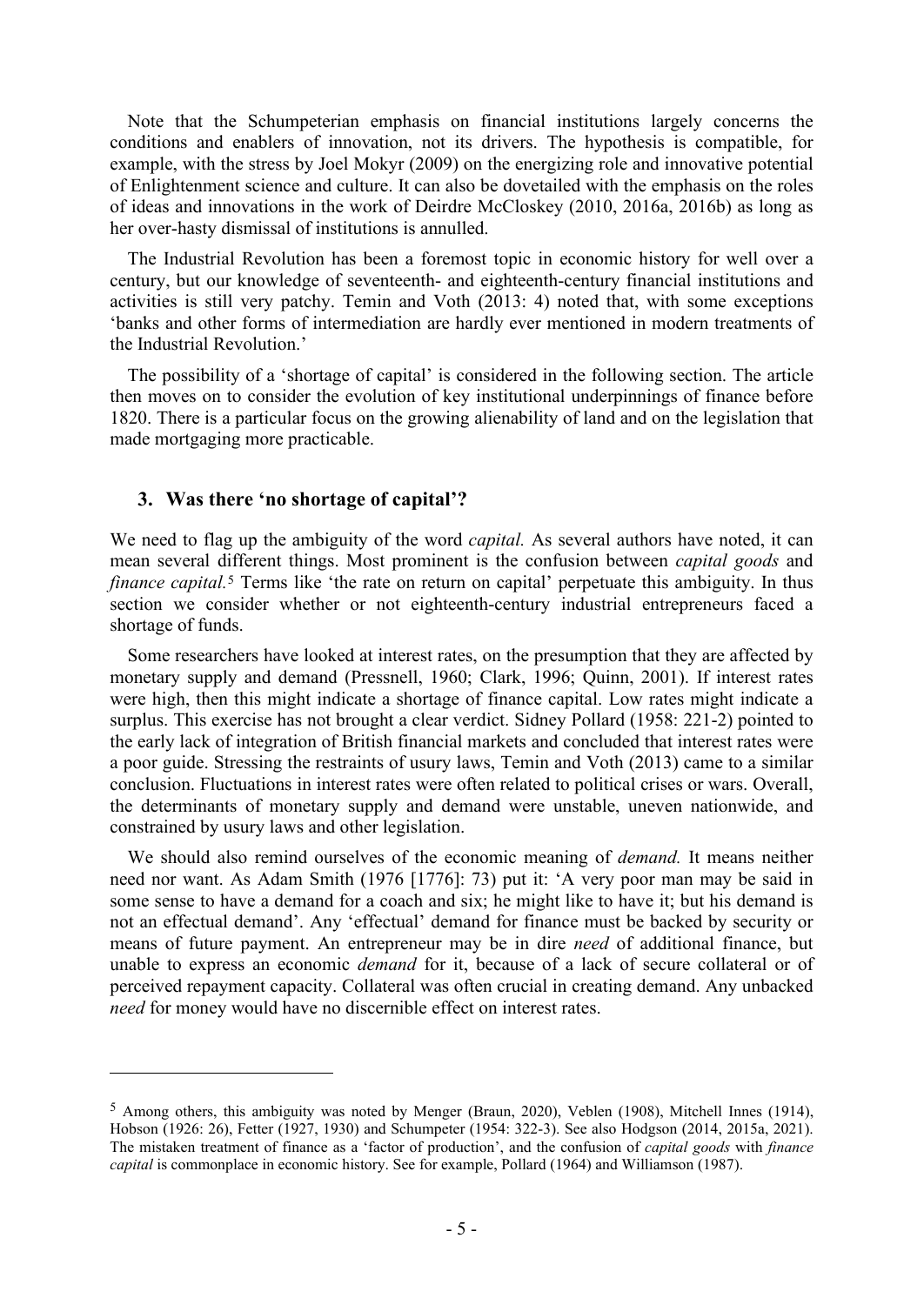Note that the Schumpeterian emphasis on financial institutions largely concerns the conditions and enablers of innovation, not its drivers. The hypothesis is compatible, for example, with the stress by Joel Mokyr (2009) on the energizing role and innovative potential of Enlightenment science and culture. It can also be dovetailed with the emphasis on the roles of ideas and innovations in the work of Deirdre McCloskey (2010, 2016a, 2016b) as long as her over-hasty dismissal of institutions is annulled.

The Industrial Revolution has been a foremost topic in economic history for well over a century, but our knowledge of seventeenth- and eighteenth-century financial institutions and activities is still very patchy. Temin and Voth (2013: 4) noted that, with some exceptions 'banks and other forms of intermediation are hardly ever mentioned in modern treatments of the Industrial Revolution.'

The possibility of a 'shortage of capital' is considered in the following section. The article then moves on to consider the evolution of key institutional underpinnings of finance before 1820. There is a particular focus on the growing alienability of land and on the legislation that made mortgaging more practicable.

## 3. Was there 'no shortage of capital'?

We need to flag up the ambiguity of the word *capital.* As several authors have noted, it can mean several different things. Most prominent is the confusion between *capital goods* and *finance capital.*[5] Terms like 'the rate on return on capital' perpetuate this ambiguity. In thus section we consider whether or not eighteenth-century industrial entrepreneurs faced a shortage of funds.

Some researchers have looked at interest rates, on the presumption that they are affected by monetary supply and demand (Pressnell, 1960; Clark, 1996; Quinn, 2001). If interest rates were high, then this might indicate a shortage of finance capital. Low rates might indicate a surplus. This exercise has not brought a clear verdict. Sidney Pollard (1958: 221-2) pointed to the early lack of integration of British financial markets and concluded that interest rates were a poor guide. Stressing the restraints of usury laws, Temin and Voth (2013) came to a similar conclusion. Fluctuations in interest rates were often related to political crises or wars. Overall, the determinants of monetary supply and demand were unstable, uneven nationwide, and constrained by usury laws and other legislation.

We should also remind ourselves of the economic meaning of *demand.* It means neither need nor want. As Adam Smith (1976 [1776]: 73) put it: 'A very poor man may be said in some sense to have a demand for a coach and six; he might like to have it; but his demand is not an effectual demand'. Any 'effectual' demand for finance must be backed by security or means of future payment. An entrepreneur may be in dire *need* of additional finance, but unable to express an economic *demand* for it, because of a lack of secure collateral or of perceived repayment capacity. Collateral was often crucial in creating demand. Any unbacked *need* for money would have no discernible effect on interest rates.

---

[5] Among others, this ambiguity was noted by Menger (Braun, 2020), Veblen (1908), Mitchell Innes (1914), Hobson (1926: 26), Fetter (1927, 1930) and Schumpeter (1954: 322-3). See also Hodgson (2014, 2015a, 2021). The mistaken treatment of finance as a 'factor of production', and the confusion of *capital goods* with *finance capital* is commonplace in economic history. See for example, Pollard (1964) and Williamson (1987).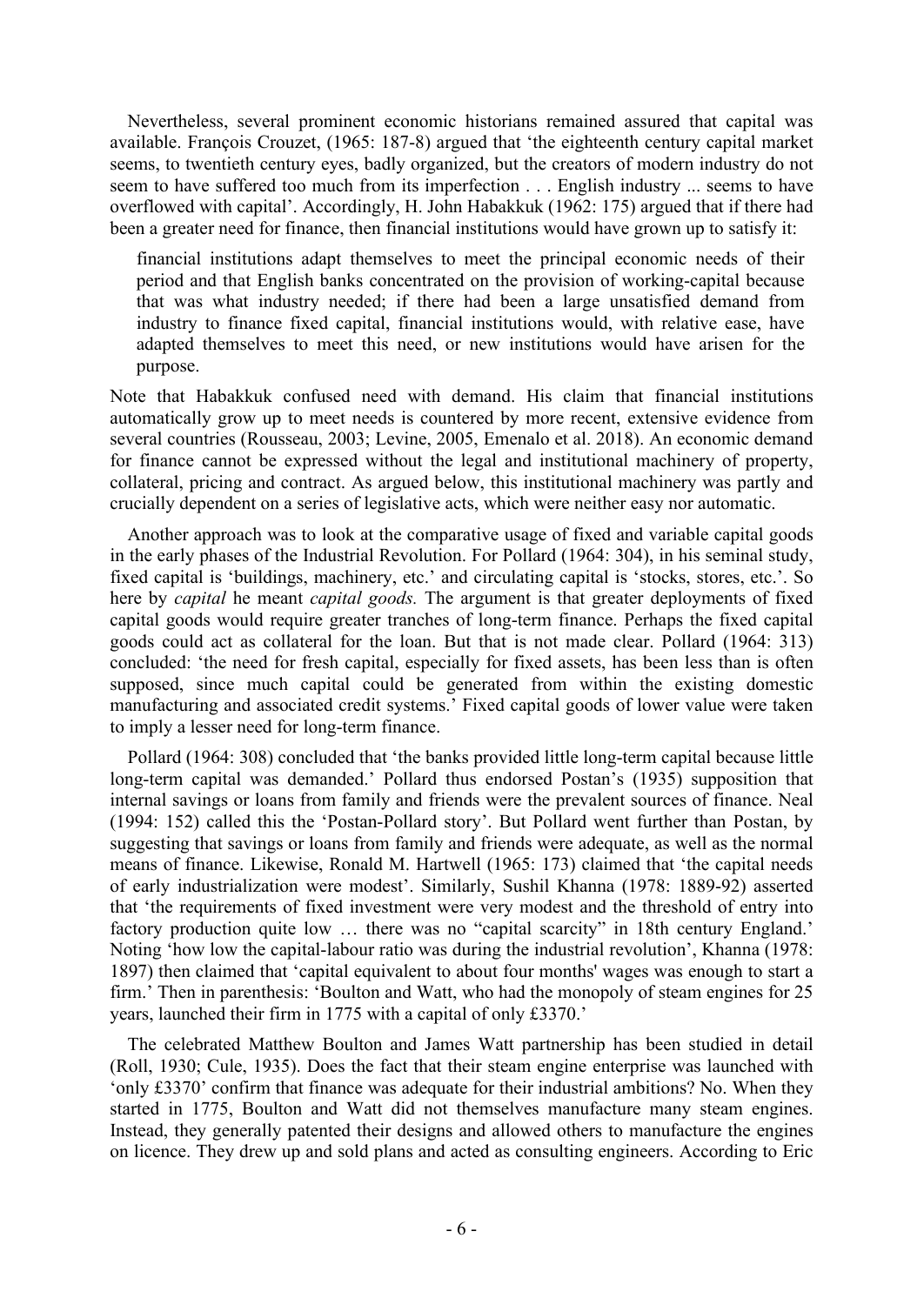Nevertheless, several prominent economic historians remained assured that capital was available. François Crouzet, (1965: 187-8) argued that 'the eighteenth century capital market seems, to twentieth century eyes, badly organized, but the creators of modern industry do not seem to have suffered too much from its imperfection . . . English industry ... seems to have overflowed with capital'. Accordingly, H. John Habakkuk (1962: 175) argued that if there had been a greater need for finance, then financial institutions would have grown up to satisfy it:

> financial institutions adapt themselves to meet the principal economic needs of their period and that English banks concentrated on the provision of working-capital because that was what industry needed; if there had been a large unsatisfied demand from industry to finance fixed capital, financial institutions would, with relative ease, have adapted themselves to meet this need, or new institutions would have arisen for the purpose.

Note that Habakkuk confused need with demand. His claim that financial institutions automatically grow up to meet needs is countered by more recent, extensive evidence from several countries (Rousseau, 2003; Levine, 2005, Emenalo et al. 2018). An economic demand for finance cannot be expressed without the legal and institutional machinery of property, collateral, pricing and contract. As argued below, this institutional machinery was partly and crucially dependent on a series of legislative acts, which were neither easy nor automatic.

Another approach was to look at the comparative usage of fixed and variable capital goods in the early phases of the Industrial Revolution. For Pollard (1964: 304), in his seminal study, fixed capital is 'buildings, machinery, etc.' and circulating capital is 'stocks, stores, etc.'. So here by *capital* he meant *capital goods.* The argument is that greater deployments of fixed capital goods would require greater tranches of long-term finance. Perhaps the fixed capital goods could act as collateral for the loan. But that is not made clear. Pollard (1964: 313) concluded: 'the need for fresh capital, especially for fixed assets, has been less than is often supposed, since much capital could be generated from within the existing domestic manufacturing and associated credit systems.' Fixed capital goods of lower value were taken to imply a lesser need for long-term finance.

Pollard (1964: 308) concluded that 'the banks provided little long-term capital because little long-term capital was demanded.' Pollard thus endorsed Postan's (1935) supposition that internal savings or loans from family and friends were the prevalent sources of finance. Neal (1994: 152) called this the 'Postan-Pollard story'. But Pollard went further than Postan, by suggesting that savings or loans from family and friends were adequate, as well as the normal means of finance. Likewise, Ronald M. Hartwell (1965: 173) claimed that 'the capital needs of early industrialization were modest'. Similarly, Sushil Khanna (1978: 1889-92) asserted that 'the requirements of fixed investment were very modest and the threshold of entry into factory production quite low … there was no "capital scarcity" in 18th century England.' Noting 'how low the capital-labour ratio was during the industrial revolution', Khanna (1978: 1897) then claimed that 'capital equivalent to about four months' wages was enough to start a firm.' Then in parenthesis: 'Boulton and Watt, who had the monopoly of steam engines for 25 years, launched their firm in 1775 with a capital of only £3370.'

The celebrated Matthew Boulton and James Watt partnership has been studied in detail (Roll, 1930; Cule, 1935). Does the fact that their steam engine enterprise was launched with 'only £3370' confirm that finance was adequate for their industrial ambitions? No. When they started in 1775, Boulton and Watt did not themselves manufacture many steam engines. Instead, they generally patented their designs and allowed others to manufacture the engines on licence. They drew up and sold plans and acted as consulting engineers. According to Eric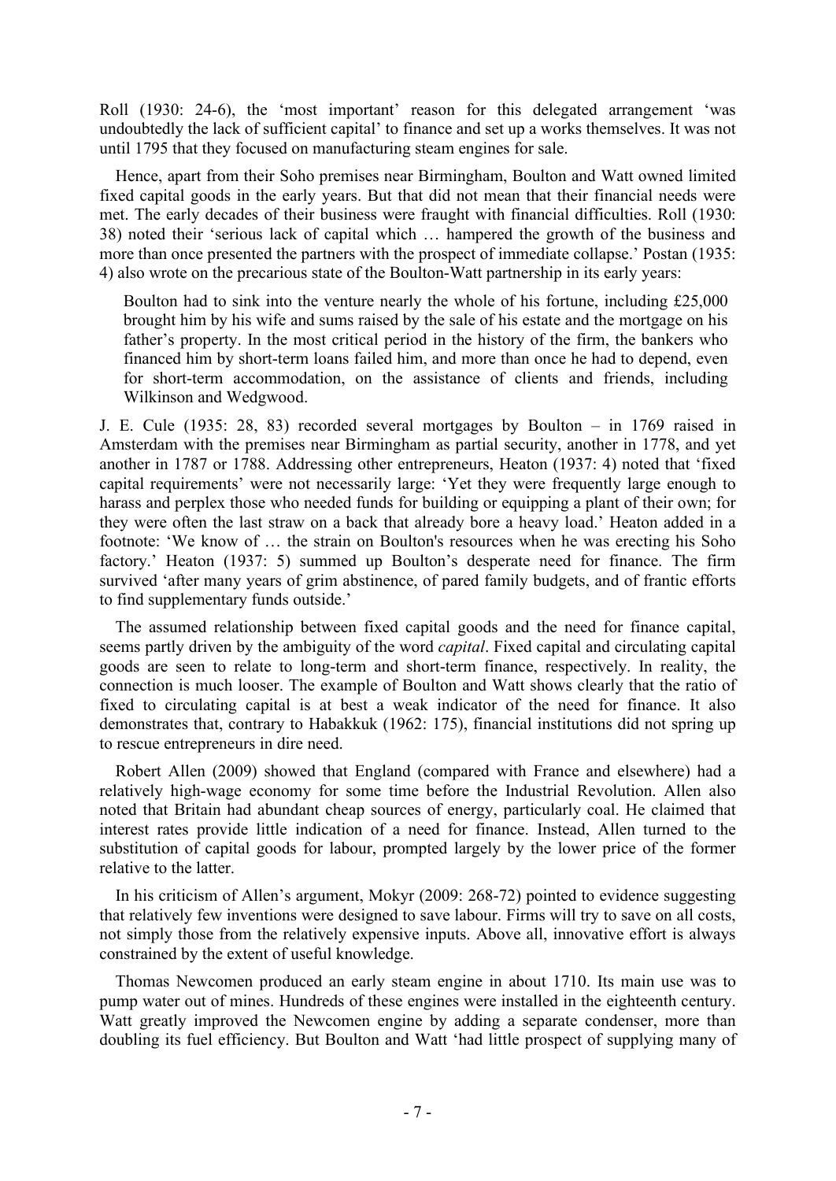Roll (1930: 24-6), the 'most important' reason for this delegated arrangement 'was undoubtedly the lack of sufficient capital' to finance and set up a works themselves. It was not until 1795 that they focused on manufacturing steam engines for sale.

Hence, apart from their Soho premises near Birmingham, Boulton and Watt owned limited fixed capital goods in the early years. But that did not mean that their financial needs were met. The early decades of their business were fraught with financial difficulties. Roll (1930: 38) noted their 'serious lack of capital which … hampered the growth of the business and more than once presented the partners with the prospect of immediate collapse.' Postan (1935: 4) also wrote on the precarious state of the Boulton-Watt partnership in its early years:

> Boulton had to sink into the venture nearly the whole of his fortune, including £25,000 brought him by his wife and sums raised by the sale of his estate and the mortgage on his father's property. In the most critical period in the history of the firm, the bankers who financed him by short-term loans failed him, and more than once he had to depend, even for short-term accommodation, on the assistance of clients and friends, including Wilkinson and Wedgwood.

J. E. Cule (1935: 28, 83) recorded several mortgages by Boulton – in 1769 raised in Amsterdam with the premises near Birmingham as partial security, another in 1778, and yet another in 1787 or 1788. Addressing other entrepreneurs, Heaton (1937: 4) noted that 'fixed capital requirements' were not necessarily large: 'Yet they were frequently large enough to harass and perplex those who needed funds for building or equipping a plant of their own; for they were often the last straw on a back that already bore a heavy load.' Heaton added in a footnote: 'We know of … the strain on Boulton's resources when he was erecting his Soho factory.' Heaton (1937: 5) summed up Boulton's desperate need for finance. The firm survived 'after many years of grim abstinence, of pared family budgets, and of frantic efforts to find supplementary funds outside.'

The assumed relationship between fixed capital goods and the need for finance capital, seems partly driven by the ambiguity of the word *capital*. Fixed capital and circulating capital goods are seen to relate to long-term and short-term finance, respectively. In reality, the connection is much looser. The example of Boulton and Watt shows clearly that the ratio of fixed to circulating capital is at best a weak indicator of the need for finance. It also demonstrates that, contrary to Habakkuk (1962: 175), financial institutions did not spring up to rescue entrepreneurs in dire need.

Robert Allen (2009) showed that England (compared with France and elsewhere) had a relatively high-wage economy for some time before the Industrial Revolution. Allen also noted that Britain had abundant cheap sources of energy, particularly coal. He claimed that interest rates provide little indication of a need for finance. Instead, Allen turned to the substitution of capital goods for labour, prompted largely by the lower price of the former relative to the latter.

In his criticism of Allen's argument, Mokyr (2009: 268-72) pointed to evidence suggesting that relatively few inventions were designed to save labour. Firms will try to save on all costs, not simply those from the relatively expensive inputs. Above all, innovative effort is always constrained by the extent of useful knowledge.

Thomas Newcomen produced an early steam engine in about 1710. Its main use was to pump water out of mines. Hundreds of these engines were installed in the eighteenth century. Watt greatly improved the Newcomen engine by adding a separate condenser, more than doubling its fuel efficiency. But Boulton and Watt 'had little prospect of supplying many of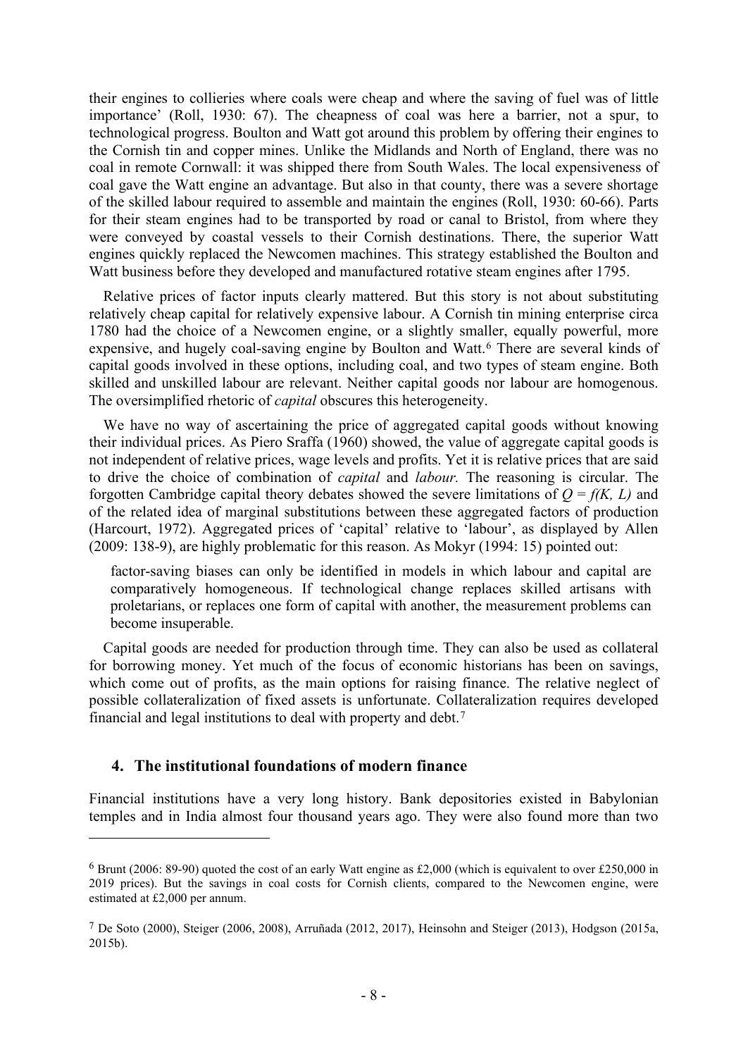their engines to collieries where coals were cheap and where the saving of fuel was of little importance' (Roll, 1930: 67). The cheapness of coal was here a barrier, not a spur, to technological progress. Boulton and Watt got around this problem by offering their engines to the Cornish tin and copper mines. Unlike the Midlands and North of England, there was no coal in remote Cornwall: it was shipped there from South Wales. The local expensiveness of coal gave the Watt engine an advantage. But also in that county, there was a severe shortage of the skilled labour required to assemble and maintain the engines (Roll, 1930: 60-66). Parts for their steam engines had to be transported by road or canal to Bristol, from where they were conveyed by coastal vessels to their Cornish destinations. There, the superior Watt engines quickly replaced the Newcomen machines. This strategy established the Boulton and Watt business before they developed and manufactured rotative steam engines after 1795.

Relative prices of factor inputs clearly mattered. But this story is not about substituting relatively cheap capital for relatively expensive labour. A Cornish tin mining enterprise circa 1780 had the choice of a Newcomen engine, or a slightly smaller, equally powerful, more expensive, and hugely coal-saving engine by Boulton and Watt.[6] There are several kinds of capital goods involved in these options, including coal, and two types of steam engine. Both skilled and unskilled labour are relevant. Neither capital goods nor labour are homogenous. The oversimplified rhetoric of *capital* obscures this heterogeneity.

We have no way of ascertaining the price of aggregated capital goods without knowing their individual prices. As Piero Sraffa (1960) showed, the value of aggregate capital goods is not independent of relative prices, wage levels and profits. Yet it is relative prices that are said to drive the choice of combination of *capital* and *labour.* The reasoning is circular. The forgotten Cambridge capital theory debates showed the severe limitations of $Q = f(K, L)$ and of the related idea of marginal substitutions between these aggregated factors of production (Harcourt, 1972). Aggregated prices of 'capital' relative to 'labour', as displayed by Allen (2009: 138-9), are highly problematic for this reason. As Mokyr (1994: 15) pointed out:

> factor-saving biases can only be identified in models in which labour and capital are comparatively homogeneous. If technological change replaces skilled artisans with proletarians, or replaces one form of capital with another, the measurement problems can become insuperable.

Capital goods are needed for production through time. They can also be used as collateral for borrowing money. Yet much of the focus of economic historians has been on savings, which come out of profits, as the main options for raising finance. The relative neglect of possible collateralization of fixed assets is unfortunate. Collateralization requires developed financial and legal institutions to deal with property and debt.[7]

## 4. The institutional foundations of modern finance

Financial institutions have a very long history. Bank depositories existed in Babylonian temples and in India almost four thousand years ago. They were also found more than two

---

[6] Brunt (2006: 89-90) quoted the cost of an early Watt engine as £2,000 (which is equivalent to over £250,000 in 2019 prices). But the savings in coal costs for Cornish clients, compared to the Newcomen engine, were estimated at £2,000 per annum.

[7] De Soto (2000), Steiger (2006, 2008), Arruñada (2012, 2017), Heinsohn and Steiger (2013), Hodgson (2015a, 2015b).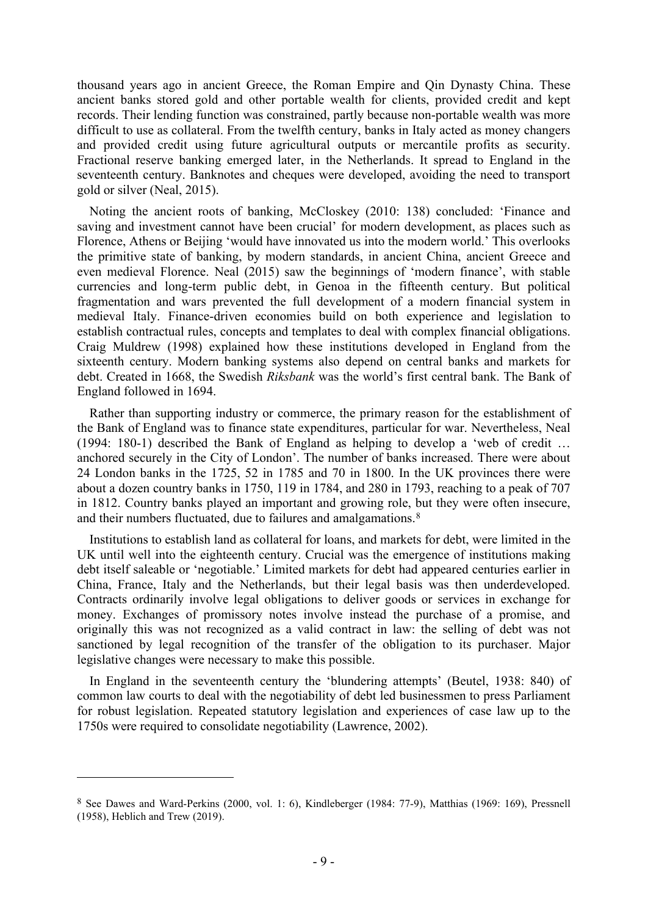thousand years ago in ancient Greece, the Roman Empire and Qin Dynasty China. These ancient banks stored gold and other portable wealth for clients, provided credit and kept records. Their lending function was constrained, partly because non-portable wealth was more difficult to use as collateral. From the twelfth century, banks in Italy acted as money changers and provided credit using future agricultural outputs or mercantile profits as security. Fractional reserve banking emerged later, in the Netherlands. It spread to England in the seventeenth century. Banknotes and cheques were developed, avoiding the need to transport gold or silver (Neal, 2015).

Noting the ancient roots of banking, McCloskey (2010: 138) concluded: 'Finance and saving and investment cannot have been crucial' for modern development, as places such as Florence, Athens or Beijing 'would have innovated us into the modern world.' This overlooks the primitive state of banking, by modern standards, in ancient China, ancient Greece and even medieval Florence. Neal (2015) saw the beginnings of 'modern finance', with stable currencies and long-term public debt, in Genoa in the fifteenth century. But political fragmentation and wars prevented the full development of a modern financial system in medieval Italy. Finance-driven economies build on both experience and legislation to establish contractual rules, concepts and templates to deal with complex financial obligations. Craig Muldrew (1998) explained how these institutions developed in England from the sixteenth century. Modern banking systems also depend on central banks and markets for debt. Created in 1668, the Swedish *Riksbank* was the world's first central bank. The Bank of England followed in 1694.

Rather than supporting industry or commerce, the primary reason for the establishment of the Bank of England was to finance state expenditures, particular for war. Nevertheless, Neal (1994: 180-1) described the Bank of England as helping to develop a 'web of credit … anchored securely in the City of London'. The number of banks increased. There were about 24 London banks in the 1725, 52 in 1785 and 70 in 1800. In the UK provinces there were about a dozen country banks in 1750, 119 in 1784, and 280 in 1793, reaching to a peak of 707 in 1812. Country banks played an important and growing role, but they were often insecure, and their numbers fluctuated, due to failures and amalgamations.[8]

Institutions to establish land as collateral for loans, and markets for debt, were limited in the UK until well into the eighteenth century. Crucial was the emergence of institutions making debt itself saleable or 'negotiable.' Limited markets for debt had appeared centuries earlier in China, France, Italy and the Netherlands, but their legal basis was then underdeveloped. Contracts ordinarily involve legal obligations to deliver goods or services in exchange for money. Exchanges of promissory notes involve instead the purchase of a promise, and originally this was not recognized as a valid contract in law: the selling of debt was not sanctioned by legal recognition of the transfer of the obligation to its purchaser. Major legislative changes were necessary to make this possible.

In England in the seventeenth century the 'blundering attempts' (Beutel, 1938: 840) of common law courts to deal with the negotiability of debt led businessmen to press Parliament for robust legislation. Repeated statutory legislation and experiences of case law up to the 1750s were required to consolidate negotiability (Lawrence, 2002).

---

[8] See Dawes and Ward-Perkins (2000, vol. 1: 6), Kindleberger (1984: 77-9), Matthias (1969: 169), Pressnell (1958), Heblich and Trew (2019).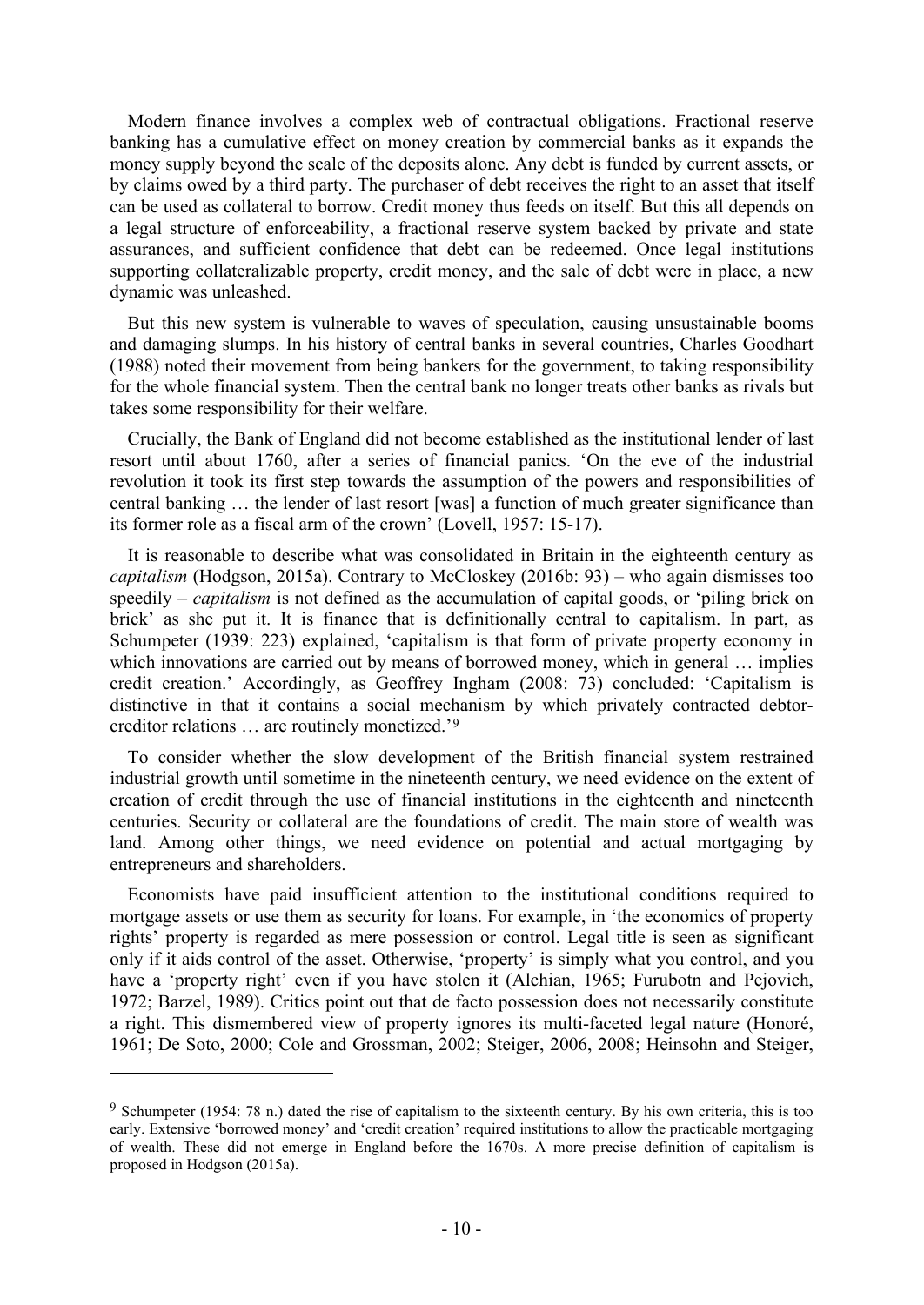Modern finance involves a complex web of contractual obligations. Fractional reserve banking has a cumulative effect on money creation by commercial banks as it expands the money supply beyond the scale of the deposits alone. Any debt is funded by current assets, or by claims owed by a third party. The purchaser of debt receives the right to an asset that itself can be used as collateral to borrow. Credit money thus feeds on itself. But this all depends on a legal structure of enforceability, a fractional reserve system backed by private and state assurances, and sufficient confidence that debt can be redeemed. Once legal institutions supporting collateralizable property, credit money, and the sale of debt were in place, a new dynamic was unleashed.

But this new system is vulnerable to waves of speculation, causing unsustainable booms and damaging slumps. In his history of central banks in several countries, Charles Goodhart (1988) noted their movement from being bankers for the government, to taking responsibility for the whole financial system. Then the central bank no longer treats other banks as rivals but takes some responsibility for their welfare.

Crucially, the Bank of England did not become established as the institutional lender of last resort until about 1760, after a series of financial panics. 'On the eve of the industrial revolution it took its first step towards the assumption of the powers and responsibilities of central banking … the lender of last resort [was] a function of much greater significance than its former role as a fiscal arm of the crown' (Lovell, 1957: 15-17).

It is reasonable to describe what was consolidated in Britain in the eighteenth century as *capitalism* (Hodgson, 2015a). Contrary to McCloskey (2016b: 93) – who again dismisses too speedily – *capitalism* is not defined as the accumulation of capital goods, or 'piling brick on brick' as she put it. It is finance that is definitionally central to capitalism. In part, as Schumpeter (1939: 223) explained, 'capitalism is that form of private property economy in which innovations are carried out by means of borrowed money, which in general … implies credit creation.' Accordingly, as Geoffrey Ingham (2008: 73) concluded: 'Capitalism is distinctive in that it contains a social mechanism by which privately contracted debtor-creditor relations … are routinely monetized.'[9]

To consider whether the slow development of the British financial system restrained industrial growth until sometime in the nineteenth century, we need evidence on the extent of creation of credit through the use of financial institutions in the eighteenth and nineteenth centuries. Security or collateral are the foundations of credit. The main store of wealth was land. Among other things, we need evidence on potential and actual mortgaging by entrepreneurs and shareholders.

Economists have paid insufficient attention to the institutional conditions required to mortgage assets or use them as security for loans. For example, in 'the economics of property rights' property is regarded as mere possession or control. Legal title is seen as significant only if it aids control of the asset. Otherwise, 'property' is simply what you control, and you have a 'property right' even if you have stolen it (Alchian, 1965; Furubotn and Pejovich, 1972; Barzel, 1989). Critics point out that de facto possession does not necessarily constitute a right. This dismembered view of property ignores its multi-faceted legal nature (Honoré, 1961; De Soto, 2000; Cole and Grossman, 2002; Steiger, 2006, 2008; Heinsohn and Steiger,

[9] Schumpeter (1954: 78 n.) dated the rise of capitalism to the sixteenth century. By his own criteria, this is too early. Extensive 'borrowed money' and 'credit creation' required institutions to allow the practicable mortgaging of wealth. These did not emerge in England before the 1670s. A more precise definition of capitalism is proposed in Hodgson (2015a).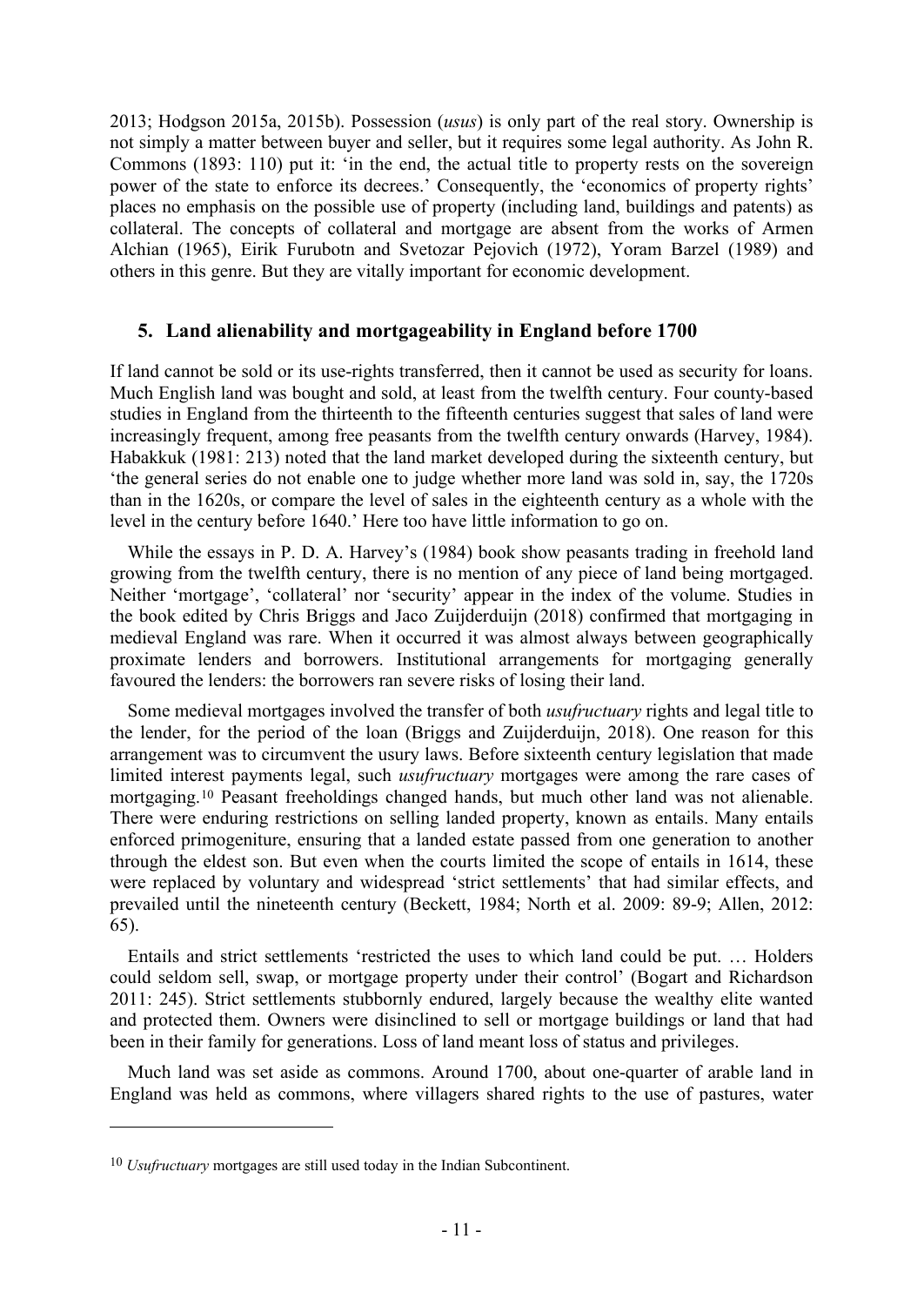2013; Hodgson 2015a, 2015b). Possession (*usus*) is only part of the real story. Ownership is not simply a matter between buyer and seller, but it requires some legal authority. As John R. Commons (1893: 110) put it: 'in the end, the actual title to property rests on the sovereign power of the state to enforce its decrees.' Consequently, the 'economics of property rights' places no emphasis on the possible use of property (including land, buildings and patents) as collateral. The concepts of collateral and mortgage are absent from the works of Armen Alchian (1965), Eirik Furubotn and Svetozar Pejovich (1972), Yoram Barzel (1989) and others in this genre. But they are vitally important for economic development.

## 5. Land alienability and mortgageability in England before 1700

If land cannot be sold or its use-rights transferred, then it cannot be used as security for loans. Much English land was bought and sold, at least from the twelfth century. Four county-based studies in England from the thirteenth to the fifteenth centuries suggest that sales of land were increasingly frequent, among free peasants from the twelfth century onwards (Harvey, 1984). Habakkuk (1981: 213) noted that the land market developed during the sixteenth century, but 'the general series do not enable one to judge whether more land was sold in, say, the 1720s than in the 1620s, or compare the level of sales in the eighteenth century as a whole with the level in the century before 1640.' Here too have little information to go on.

While the essays in P. D. A. Harvey's (1984) book show peasants trading in freehold land growing from the twelfth century, there is no mention of any piece of land being mortgaged. Neither 'mortgage', 'collateral' nor 'security' appear in the index of the volume. Studies in the book edited by Chris Briggs and Jaco Zuijderduijn (2018) confirmed that mortgaging in medieval England was rare. When it occurred it was almost always between geographically proximate lenders and borrowers. Institutional arrangements for mortgaging generally favoured the lenders: the borrowers ran severe risks of losing their land.

Some medieval mortgages involved the transfer of both *usufructuary* rights and legal title to the lender, for the period of the loan (Briggs and Zuijderduijn, 2018). One reason for this arrangement was to circumvent the usury laws. Before sixteenth century legislation that made limited interest payments legal, such *usufructuary* mortgages were among the rare cases of mortgaging.[10] Peasant freeholdings changed hands, but much other land was not alienable. There were enduring restrictions on selling landed property, known as entails. Many entails enforced primogeniture, ensuring that a landed estate passed from one generation to another through the eldest son. But even when the courts limited the scope of entails in 1614, these were replaced by voluntary and widespread 'strict settlements' that had similar effects, and prevailed until the nineteenth century (Beckett, 1984; North et al. 2009: 89-9; Allen, 2012: 65).

Entails and strict settlements 'restricted the uses to which land could be put. … Holders could seldom sell, swap, or mortgage property under their control' (Bogart and Richardson 2011: 245). Strict settlements stubbornly endured, largely because the wealthy elite wanted and protected them. Owners were disinclined to sell or mortgage buildings or land that had been in their family for generations. Loss of land meant loss of status and privileges.

Much land was set aside as commons. Around 1700, about one-quarter of arable land in England was held as commons, where villagers shared rights to the use of pastures, water

[10] *Usufructuary* mortgages are still used today in the Indian Subcontinent.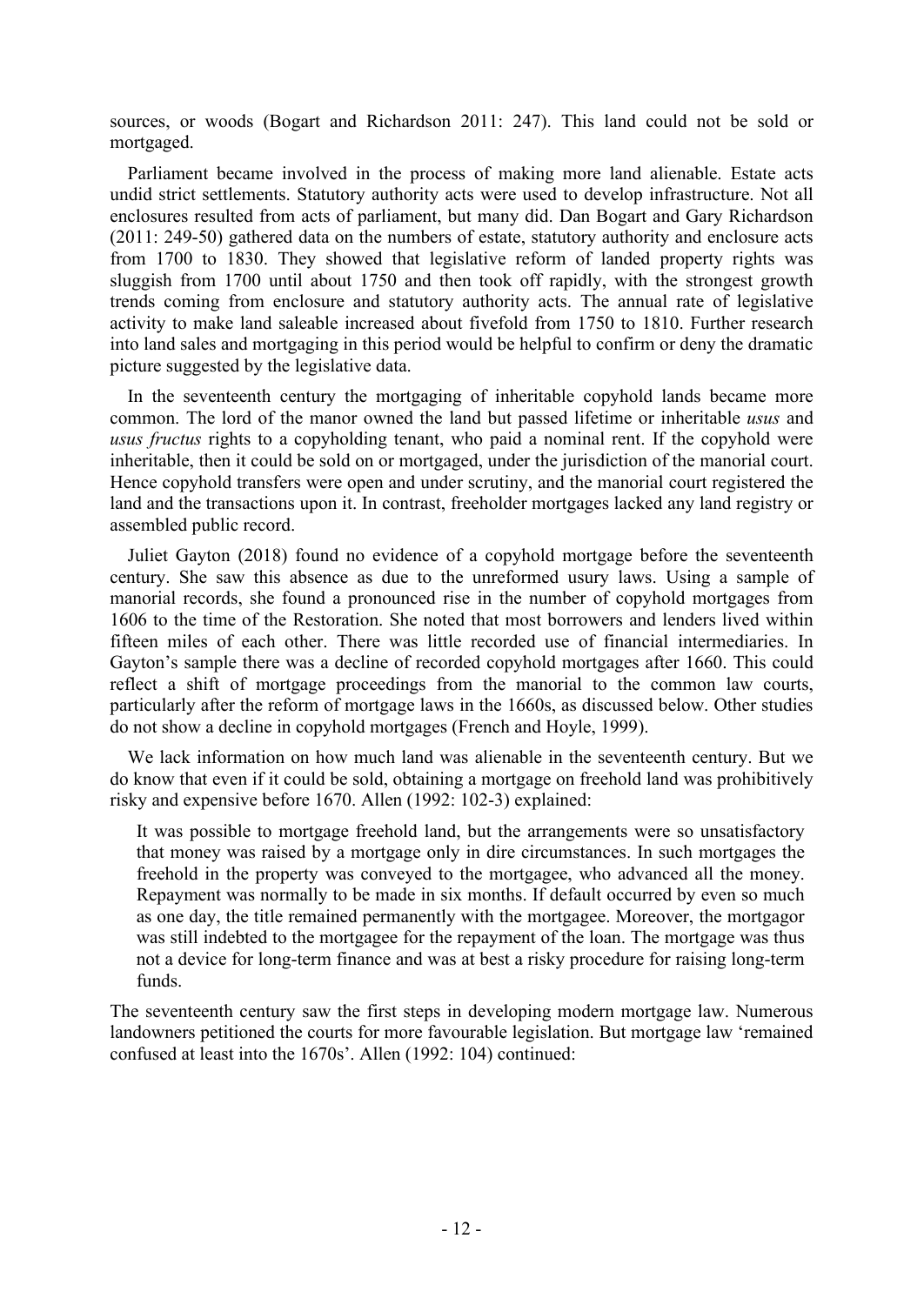sources, or woods (Bogart and Richardson 2011: 247). This land could not be sold or mortgaged.

Parliament became involved in the process of making more land alienable. Estate acts undid strict settlements. Statutory authority acts were used to develop infrastructure. Not all enclosures resulted from acts of parliament, but many did. Dan Bogart and Gary Richardson (2011: 249-50) gathered data on the numbers of estate, statutory authority and enclosure acts from 1700 to 1830. They showed that legislative reform of landed property rights was sluggish from 1700 until about 1750 and then took off rapidly, with the strongest growth trends coming from enclosure and statutory authority acts. The annual rate of legislative activity to make land saleable increased about fivefold from 1750 to 1810. Further research into land sales and mortgaging in this period would be helpful to confirm or deny the dramatic picture suggested by the legislative data.

In the seventeenth century the mortgaging of inheritable copyhold lands became more common. The lord of the manor owned the land but passed lifetime or inheritable *usus* and *usus fructus* rights to a copyholding tenant, who paid a nominal rent. If the copyhold were inheritable, then it could be sold on or mortgaged, under the jurisdiction of the manorial court. Hence copyhold transfers were open and under scrutiny, and the manorial court registered the land and the transactions upon it. In contrast, freeholder mortgages lacked any land registry or assembled public record.

Juliet Gayton (2018) found no evidence of a copyhold mortgage before the seventeenth century. She saw this absence as due to the unreformed usury laws. Using a sample of manorial records, she found a pronounced rise in the number of copyhold mortgages from 1606 to the time of the Restoration. She noted that most borrowers and lenders lived within fifteen miles of each other. There was little recorded use of financial intermediaries. In Gayton's sample there was a decline of recorded copyhold mortgages after 1660. This could reflect a shift of mortgage proceedings from the manorial to the common law courts, particularly after the reform of mortgage laws in the 1660s, as discussed below. Other studies do not show a decline in copyhold mortgages (French and Hoyle, 1999).

We lack information on how much land was alienable in the seventeenth century. But we do know that even if it could be sold, obtaining a mortgage on freehold land was prohibitively risky and expensive before 1670. Allen (1992: 102-3) explained:

> It was possible to mortgage freehold land, but the arrangements were so unsatisfactory that money was raised by a mortgage only in dire circumstances. In such mortgages the freehold in the property was conveyed to the mortgagee, who advanced all the money. Repayment was normally to be made in six months. If default occurred by even so much as one day, the title remained permanently with the mortgagee. Moreover, the mortgagor was still indebted to the mortgagee for the repayment of the loan. The mortgage was thus not a device for long-term finance and was at best a risky procedure for raising long-term funds.

The seventeenth century saw the first steps in developing modern mortgage law. Numerous landowners petitioned the courts for more favourable legislation. But mortgage law 'remained confused at least into the 1670s'. Allen (1992: 104) continued: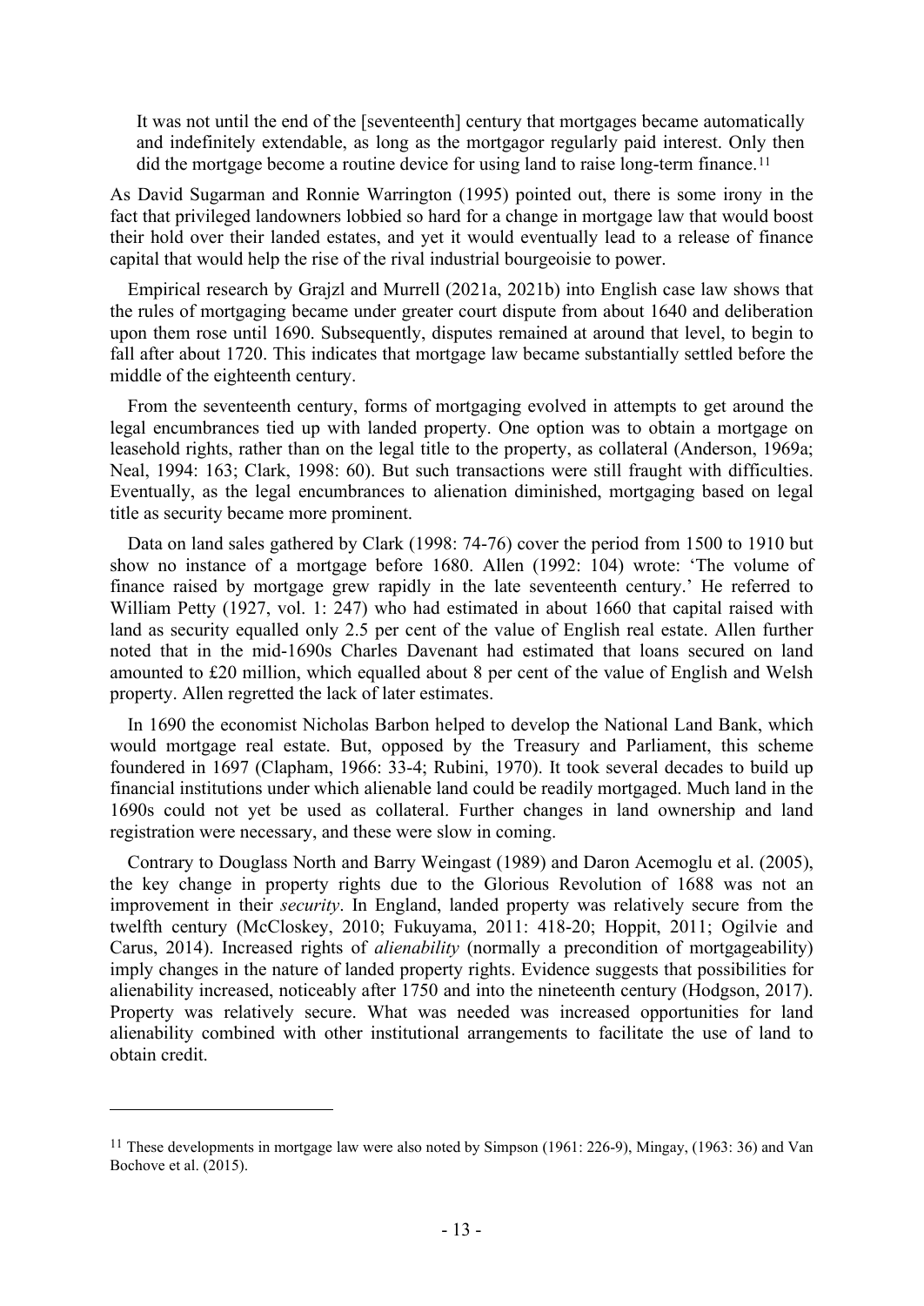> It was not until the end of the [seventeenth] century that mortgages became automatically and indefinitely extendable, as long as the mortgagor regularly paid interest. Only then did the mortgage become a routine device for using land to raise long-term finance.[11]

As David Sugarman and Ronnie Warrington (1995) pointed out, there is some irony in the fact that privileged landowners lobbied so hard for a change in mortgage law that would boost their hold over their landed estates, and yet it would eventually lead to a release of finance capital that would help the rise of the rival industrial bourgeoisie to power.

Empirical research by Grajzl and Murrell (2021a, 2021b) into English case law shows that the rules of mortgaging became under greater court dispute from about 1640 and deliberation upon them rose until 1690. Subsequently, disputes remained at around that level, to begin to fall after about 1720. This indicates that mortgage law became substantially settled before the middle of the eighteenth century.

From the seventeenth century, forms of mortgaging evolved in attempts to get around the legal encumbrances tied up with landed property. One option was to obtain a mortgage on leasehold rights, rather than on the legal title to the property, as collateral (Anderson, 1969a; Neal, 1994: 163; Clark, 1998: 60). But such transactions were still fraught with difficulties. Eventually, as the legal encumbrances to alienation diminished, mortgaging based on legal title as security became more prominent.

Data on land sales gathered by Clark (1998: 74-76) cover the period from 1500 to 1910 but show no instance of a mortgage before 1680. Allen (1992: 104) wrote: 'The volume of finance raised by mortgage grew rapidly in the late seventeenth century.' He referred to William Petty (1927, vol. 1: 247) who had estimated in about 1660 that capital raised with land as security equalled only 2.5 per cent of the value of English real estate. Allen further noted that in the mid-1690s Charles Davenant had estimated that loans secured on land amounted to £20 million, which equalled about 8 per cent of the value of English and Welsh property. Allen regretted the lack of later estimates.

In 1690 the economist Nicholas Barbon helped to develop the National Land Bank, which would mortgage real estate. But, opposed by the Treasury and Parliament, this scheme foundered in 1697 (Clapham, 1966: 33-4; Rubini, 1970). It took several decades to build up financial institutions under which alienable land could be readily mortgaged. Much land in the 1690s could not yet be used as collateral. Further changes in land ownership and land registration were necessary, and these were slow in coming.

Contrary to Douglass North and Barry Weingast (1989) and Daron Acemoglu et al. (2005), the key change in property rights due to the Glorious Revolution of 1688 was not an improvement in their *security*. In England, landed property was relatively secure from the twelfth century (McCloskey, 2010; Fukuyama, 2011: 418-20; Hoppit, 2011; Ogilvie and Carus, 2014). Increased rights of *alienability* (normally a precondition of mortgageability) imply changes in the nature of landed property rights. Evidence suggests that possibilities for alienability increased, noticeably after 1750 and into the nineteenth century (Hodgson, 2017). Property was relatively secure. What was needed was increased opportunities for land alienability combined with other institutional arrangements to facilitate the use of land to obtain credit.

[11] These developments in mortgage law were also noted by Simpson (1961: 226-9), Mingay, (1963: 36) and Van Bochove et al. (2015).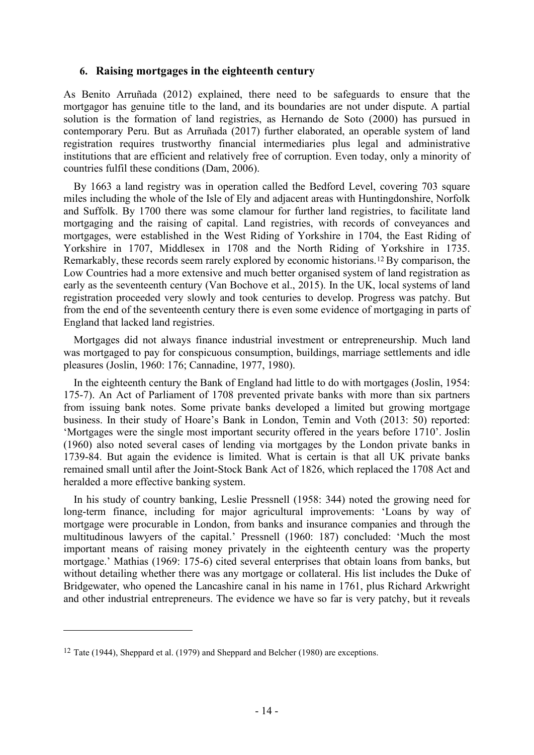## 6. Raising mortgages in the eighteenth century

As Benito Arruñada (2012) explained, there need to be safeguards to ensure that the mortgagor has genuine title to the land, and its boundaries are not under dispute. A partial solution is the formation of land registries, as Hernando de Soto (2000) has pursued in contemporary Peru. But as Arruñada (2017) further elaborated, an operable system of land registration requires trustworthy financial intermediaries plus legal and administrative institutions that are efficient and relatively free of corruption. Even today, only a minority of countries fulfil these conditions (Dam, 2006).

By 1663 a land registry was in operation called the Bedford Level, covering 703 square miles including the whole of the Isle of Ely and adjacent areas with Huntingdonshire, Norfolk and Suffolk. By 1700 there was some clamour for further land registries, to facilitate land mortgaging and the raising of capital. Land registries, with records of conveyances and mortgages, were established in the West Riding of Yorkshire in 1704, the East Riding of Yorkshire in 1707, Middlesex in 1708 and the North Riding of Yorkshire in 1735. Remarkably, these records seem rarely explored by economic historians.[12] By comparison, the Low Countries had a more extensive and much better organised system of land registration as early as the seventeenth century (Van Bochove et al., 2015). In the UK, local systems of land registration proceeded very slowly and took centuries to develop. Progress was patchy. But from the end of the seventeenth century there is even some evidence of mortgaging in parts of England that lacked land registries.

Mortgages did not always finance industrial investment or entrepreneurship. Much land was mortgaged to pay for conspicuous consumption, buildings, marriage settlements and idle pleasures (Joslin, 1960: 176; Cannadine, 1977, 1980).

In the eighteenth century the Bank of England had little to do with mortgages (Joslin, 1954: 175-7). An Act of Parliament of 1708 prevented private banks with more than six partners from issuing bank notes. Some private banks developed a limited but growing mortgage business. In their study of Hoare's Bank in London, Temin and Voth (2013: 50) reported: 'Mortgages were the single most important security offered in the years before 1710'. Joslin (1960) also noted several cases of lending via mortgages by the London private banks in 1739-84. But again the evidence is limited. What is certain is that all UK private banks remained small until after the Joint-Stock Bank Act of 1826, which replaced the 1708 Act and heralded a more effective banking system.

In his study of country banking, Leslie Pressnell (1958: 344) noted the growing need for long-term finance, including for major agricultural improvements: 'Loans by way of mortgage were procurable in London, from banks and insurance companies and through the multitudinous lawyers of the capital.' Pressnell (1960: 187) concluded: 'Much the most important means of raising money privately in the eighteenth century was the property mortgage.' Mathias (1969: 175-6) cited several enterprises that obtain loans from banks, but without detailing whether there was any mortgage or collateral. His list includes the Duke of Bridgewater, who opened the Lancashire canal in his name in 1761, plus Richard Arkwright and other industrial entrepreneurs. The evidence we have so far is very patchy, but it reveals

[12] Tate (1944), Sheppard et al. (1979) and Sheppard and Belcher (1980) are exceptions.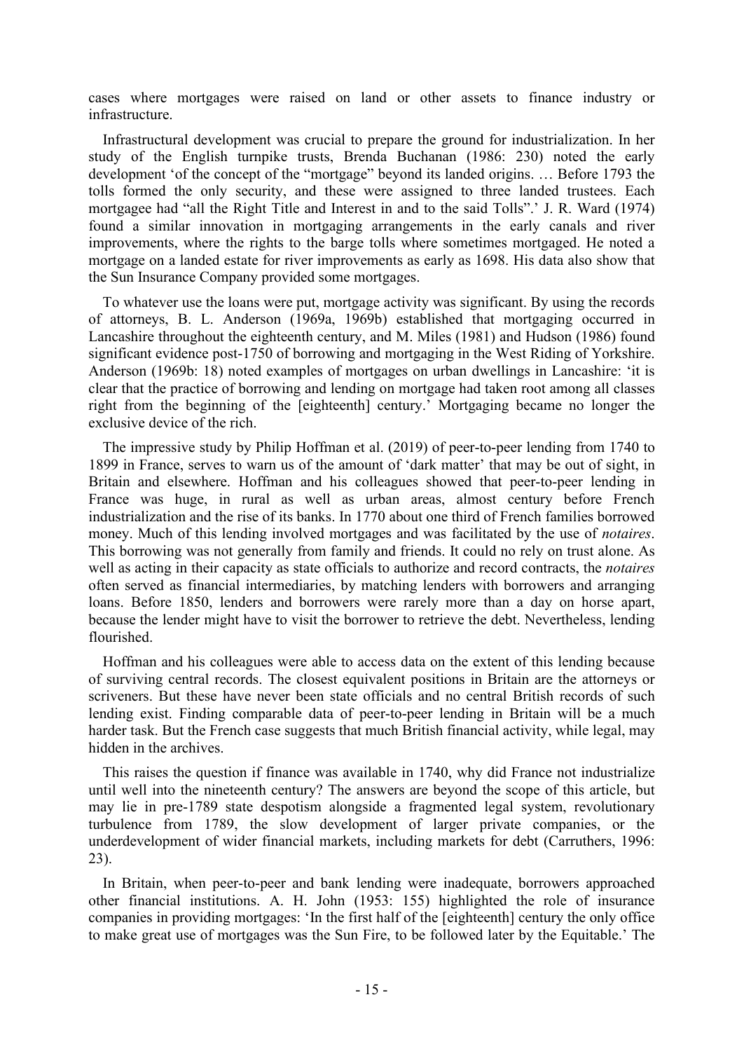cases where mortgages were raised on land or other assets to finance industry or infrastructure.

Infrastructural development was crucial to prepare the ground for industrialization. In her study of the English turnpike trusts, Brenda Buchanan (1986: 230) noted the early development 'of the concept of the "mortgage" beyond its landed origins. … Before 1793 the tolls formed the only security, and these were assigned to three landed trustees. Each mortgagee had "all the Right Title and Interest in and to the said Tolls".' J. R. Ward (1974) found a similar innovation in mortgaging arrangements in the early canals and river improvements, where the rights to the barge tolls where sometimes mortgaged. He noted a mortgage on a landed estate for river improvements as early as 1698. His data also show that the Sun Insurance Company provided some mortgages.

To whatever use the loans were put, mortgage activity was significant. By using the records of attorneys, B. L. Anderson (1969a, 1969b) established that mortgaging occurred in Lancashire throughout the eighteenth century, and M. Miles (1981) and Hudson (1986) found significant evidence post-1750 of borrowing and mortgaging in the West Riding of Yorkshire. Anderson (1969b: 18) noted examples of mortgages on urban dwellings in Lancashire: 'it is clear that the practice of borrowing and lending on mortgage had taken root among all classes right from the beginning of the [eighteenth] century.' Mortgaging became no longer the exclusive device of the rich.

The impressive study by Philip Hoffman et al. (2019) of peer-to-peer lending from 1740 to 1899 in France, serves to warn us of the amount of 'dark matter' that may be out of sight, in Britain and elsewhere. Hoffman and his colleagues showed that peer-to-peer lending in France was huge, in rural as well as urban areas, almost century before French industrialization and the rise of its banks. In 1770 about one third of French families borrowed money. Much of this lending involved mortgages and was facilitated by the use of *notaires*. This borrowing was not generally from family and friends. It could no rely on trust alone. As well as acting in their capacity as state officials to authorize and record contracts, the *notaires* often served as financial intermediaries, by matching lenders with borrowers and arranging loans. Before 1850, lenders and borrowers were rarely more than a day on horse apart, because the lender might have to visit the borrower to retrieve the debt. Nevertheless, lending flourished.

Hoffman and his colleagues were able to access data on the extent of this lending because of surviving central records. The closest equivalent positions in Britain are the attorneys or scriveners. But these have never been state officials and no central British records of such lending exist. Finding comparable data of peer-to-peer lending in Britain will be a much harder task. But the French case suggests that much British financial activity, while legal, may hidden in the archives.

This raises the question if finance was available in 1740, why did France not industrialize until well into the nineteenth century? The answers are beyond the scope of this article, but may lie in pre-1789 state despotism alongside a fragmented legal system, revolutionary turbulence from 1789, the slow development of larger private companies, or the underdevelopment of wider financial markets, including markets for debt (Carruthers, 1996: 23).

In Britain, when peer-to-peer and bank lending were inadequate, borrowers approached other financial institutions. A. H. John (1953: 155) highlighted the role of insurance companies in providing mortgages: 'In the first half of the [eighteenth] century the only office to make great use of mortgages was the Sun Fire, to be followed later by the Equitable.' The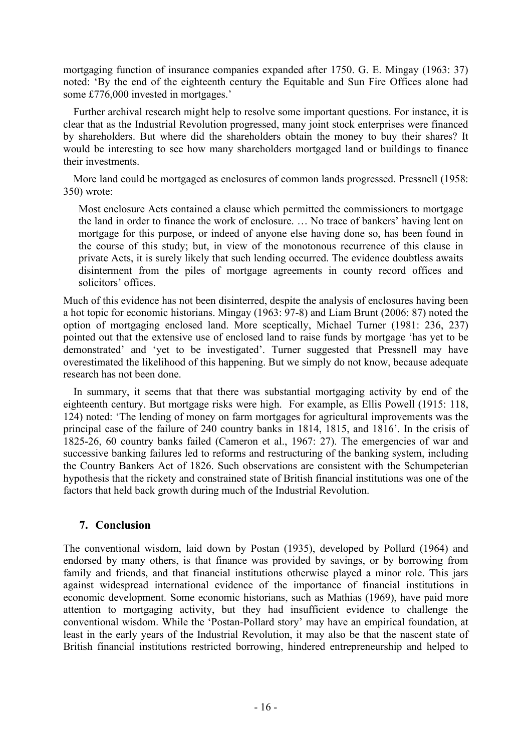mortgaging function of insurance companies expanded after 1750. G. E. Mingay (1963: 37) noted: 'By the end of the eighteenth century the Equitable and Sun Fire Offices alone had some £776,000 invested in mortgages.'

Further archival research might help to resolve some important questions. For instance, it is clear that as the Industrial Revolution progressed, many joint stock enterprises were financed by shareholders. But where did the shareholders obtain the money to buy their shares? It would be interesting to see how many shareholders mortgaged land or buildings to finance their investments.

More land could be mortgaged as enclosures of common lands progressed. Pressnell (1958: 350) wrote:

> Most enclosure Acts contained a clause which permitted the commissioners to mortgage the land in order to finance the work of enclosure. … No trace of bankers' having lent on mortgage for this purpose, or indeed of anyone else having done so, has been found in the course of this study; but, in view of the monotonous recurrence of this clause in private Acts, it is surely likely that such lending occurred. The evidence doubtless awaits disinterment from the piles of mortgage agreements in county record offices and solicitors' offices.

Much of this evidence has not been disinterred, despite the analysis of enclosures having been a hot topic for economic historians. Mingay (1963: 97-8) and Liam Brunt (2006: 87) noted the option of mortgaging enclosed land. More sceptically, Michael Turner (1981: 236, 237) pointed out that the extensive use of enclosed land to raise funds by mortgage 'has yet to be demonstrated' and 'yet to be investigated'. Turner suggested that Pressnell may have overestimated the likelihood of this happening. But we simply do not know, because adequate research has not been done.

In summary, it seems that that there was substantial mortgaging activity by end of the eighteenth century. But mortgage risks were high. For example, as Ellis Powell (1915: 118, 124) noted: 'The lending of money on farm mortgages for agricultural improvements was the principal case of the failure of 240 country banks in 1814, 1815, and 1816'. In the crisis of 1825-26, 60 country banks failed (Cameron et al., 1967: 27). The emergencies of war and successive banking failures led to reforms and restructuring of the banking system, including the Country Bankers Act of 1826. Such observations are consistent with the Schumpeterian hypothesis that the rickety and constrained state of British financial institutions was one of the factors that held back growth during much of the Industrial Revolution.

## 7. Conclusion

The conventional wisdom, laid down by Postan (1935), developed by Pollard (1964) and endorsed by many others, is that finance was provided by savings, or by borrowing from family and friends, and that financial institutions otherwise played a minor role. This jars against widespread international evidence of the importance of financial institutions in economic development. Some economic historians, such as Mathias (1969), have paid more attention to mortgaging activity, but they had insufficient evidence to challenge the conventional wisdom. While the 'Postan-Pollard story' may have an empirical foundation, at least in the early years of the Industrial Revolution, it may also be that the nascent state of British financial institutions restricted borrowing, hindered entrepreneurship and helped to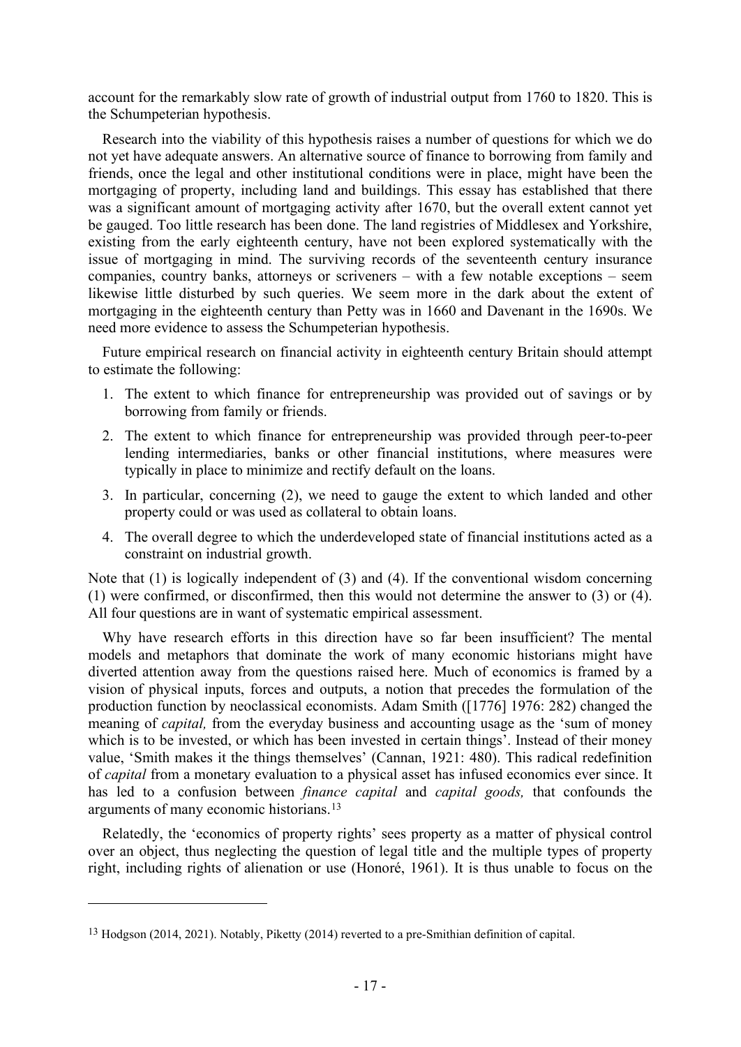account for the remarkably slow rate of growth of industrial output from 1760 to 1820. This is the Schumpeterian hypothesis.

Research into the viability of this hypothesis raises a number of questions for which we do not yet have adequate answers. An alternative source of finance to borrowing from family and friends, once the legal and other institutional conditions were in place, might have been the mortgaging of property, including land and buildings. This essay has established that there was a significant amount of mortgaging activity after 1670, but the overall extent cannot yet be gauged. Too little research has been done. The land registries of Middlesex and Yorkshire, existing from the early eighteenth century, have not been explored systematically with the issue of mortgaging in mind. The surviving records of the seventeenth century insurance companies, country banks, attorneys or scriveners – with a few notable exceptions – seem likewise little disturbed by such queries. We seem more in the dark about the extent of mortgaging in the eighteenth century than Petty was in 1660 and Davenant in the 1690s. We need more evidence to assess the Schumpeterian hypothesis.

Future empirical research on financial activity in eighteenth century Britain should attempt to estimate the following:

1. The extent to which finance for entrepreneurship was provided out of savings or by borrowing from family or friends.
2. The extent to which finance for entrepreneurship was provided through peer-to-peer lending intermediaries, banks or other financial institutions, where measures were typically in place to minimize and rectify default on the loans.
3. In particular, concerning (2), we need to gauge the extent to which landed and other property could or was used as collateral to obtain loans.
4. The overall degree to which the underdeveloped state of financial institutions acted as a constraint on industrial growth.

Note that (1) is logically independent of (3) and (4). If the conventional wisdom concerning (1) were confirmed, or disconfirmed, then this would not determine the answer to (3) or (4). All four questions are in want of systematic empirical assessment.

Why have research efforts in this direction have so far been insufficient? The mental models and metaphors that dominate the work of many economic historians might have diverted attention away from the questions raised here. Much of economics is framed by a vision of physical inputs, forces and outputs, a notion that precedes the formulation of the production function by neoclassical economists. Adam Smith ([1776] 1976: 282) changed the meaning of *capital,* from the everyday business and accounting usage as the 'sum of money which is to be invested, or which has been invested in certain things'. Instead of their money value, 'Smith makes it the things themselves' (Cannan, 1921: 480). This radical redefinition of *capital* from a monetary evaluation to a physical asset has infused economics ever since. It has led to a confusion between *finance capital* and *capital goods,* that confounds the arguments of many economic historians.[13]

Relatedly, the 'economics of property rights' sees property as a matter of physical control over an object, thus neglecting the question of legal title and the multiple types of property right, including rights of alienation or use (Honoré, 1961). It is thus unable to focus on the

---

[13] Hodgson (2014, 2021). Notably, Piketty (2014) reverted to a pre-Smithian definition of capital.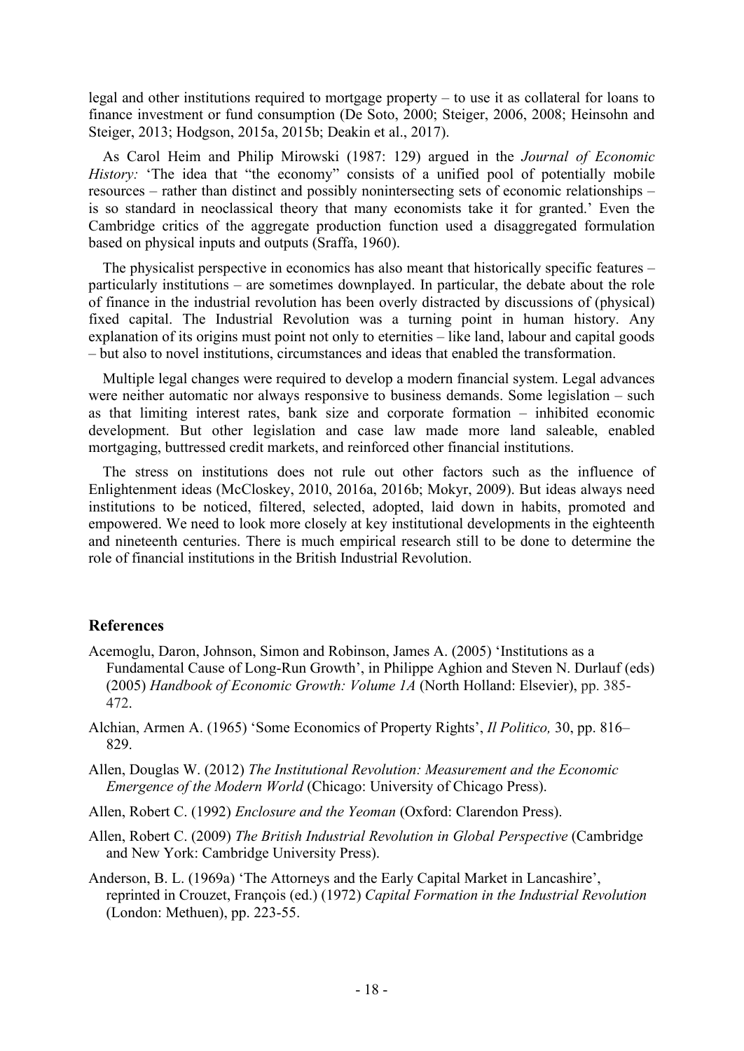legal and other institutions required to mortgage property – to use it as collateral for loans to finance investment or fund consumption (De Soto, 2000; Steiger, 2006, 2008; Heinsohn and Steiger, 2013; Hodgson, 2015a, 2015b; Deakin et al., 2017).

As Carol Heim and Philip Mirowski (1987: 129) argued in the *Journal of Economic History:* 'The idea that "the economy" consists of a unified pool of potentially mobile resources – rather than distinct and possibly nonintersecting sets of economic relationships – is so standard in neoclassical theory that many economists take it for granted.' Even the Cambridge critics of the aggregate production function used a disaggregated formulation based on physical inputs and outputs (Sraffa, 1960).

The physicalist perspective in economics has also meant that historically specific features – particularly institutions – are sometimes downplayed. In particular, the debate about the role of finance in the industrial revolution has been overly distracted by discussions of (physical) fixed capital. The Industrial Revolution was a turning point in human history. Any explanation of its origins must point not only to eternities – like land, labour and capital goods – but also to novel institutions, circumstances and ideas that enabled the transformation.

Multiple legal changes were required to develop a modern financial system. Legal advances were neither automatic nor always responsive to business demands. Some legislation – such as that limiting interest rates, bank size and corporate formation – inhibited economic development. But other legislation and case law made more land saleable, enabled mortgaging, buttressed credit markets, and reinforced other financial institutions.

The stress on institutions does not rule out other factors such as the influence of Enlightenment ideas (McCloskey, 2010, 2016a, 2016b; Mokyr, 2009). But ideas always need institutions to be noticed, filtered, selected, adopted, laid down in habits, promoted and empowered. We need to look more closely at key institutional developments in the eighteenth and nineteenth centuries. There is much empirical research still to be done to determine the role of financial institutions in the British Industrial Revolution.

## References

Acemoglu, Daron, Johnson, Simon and Robinson, James A. (2005) 'Institutions as a Fundamental Cause of Long-Run Growth', in Philippe Aghion and Steven N. Durlauf (eds) (2005) *Handbook of Economic Growth: Volume 1A* (North Holland: Elsevier), pp. 385-472.

Alchian, Armen A. (1965) 'Some Economics of Property Rights', *Il Politico,* 30, pp. 816–829.

Allen, Douglas W. (2012) *The Institutional Revolution: Measurement and the Economic Emergence of the Modern World* (Chicago: University of Chicago Press).

Allen, Robert C. (1992) *Enclosure and the Yeoman* (Oxford: Clarendon Press).

Allen, Robert C. (2009) *The British Industrial Revolution in Global Perspective* (Cambridge and New York: Cambridge University Press).

Anderson, B. L. (1969a) 'The Attorneys and the Early Capital Market in Lancashire', reprinted in Crouzet, François (ed.) (1972) *Capital Formation in the Industrial Revolution* (London: Methuen), pp. 223-55.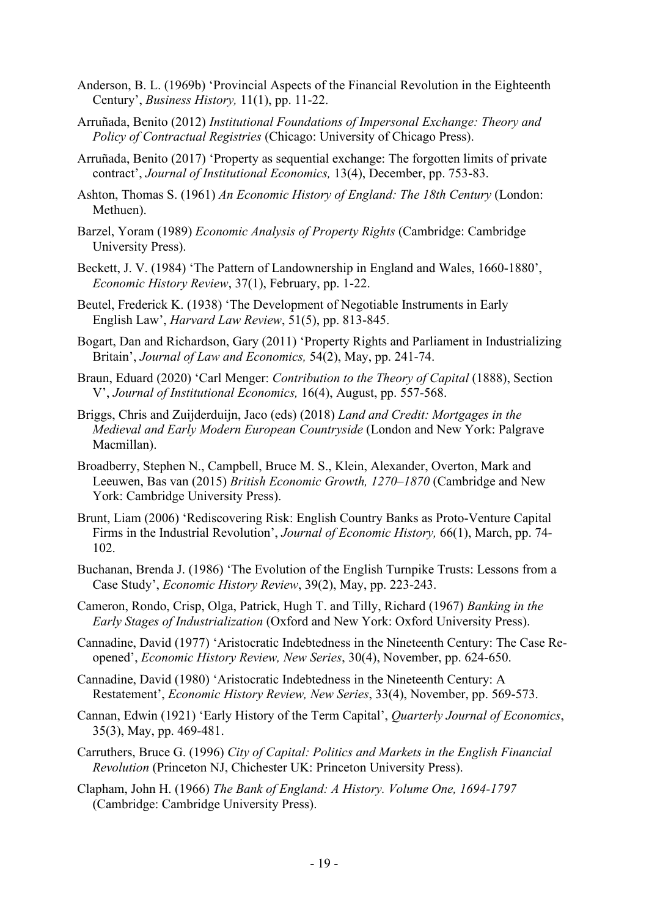Anderson, B. L. (1969b) ‘Provincial Aspects of the Financial Revolution in the Eighteenth Century’, *Business History,* 11(1), pp. 11-22.

Arruñada, Benito (2012) *Institutional Foundations of Impersonal Exchange: Theory and Policy of Contractual Registries* (Chicago: University of Chicago Press).

Arruñada, Benito (2017) ‘Property as sequential exchange: The forgotten limits of private contract’, *Journal of Institutional Economics,* 13(4), December, pp. 753-83.

Ashton, Thomas S. (1961) *An Economic History of England: The 18th Century* (London: Methuen).

Barzel, Yoram (1989) *Economic Analysis of Property Rights* (Cambridge: Cambridge University Press).

Beckett, J. V. (1984) ‘The Pattern of Landownership in England and Wales, 1660-1880’, *Economic History Review*, 37(1), February, pp. 1-22.

Beutel, Frederick K. (1938) ‘The Development of Negotiable Instruments in Early English Law’, *Harvard Law Review*, 51(5), pp. 813-845.

Bogart, Dan and Richardson, Gary (2011) ‘Property Rights and Parliament in Industrializing Britain’, *Journal of Law and Economics,* 54(2), May, pp. 241-74.

Braun, Eduard (2020) ‘Carl Menger: *Contribution to the Theory of Capital* (1888), Section V’, *Journal of Institutional Economics,* 16(4), August, pp. 557-568.

Briggs, Chris and Zuijderduijn, Jaco (eds) (2018) *Land and Credit: Mortgages in the Medieval and Early Modern European Countryside* (London and New York: Palgrave Macmillan).

Broadberry, Stephen N., Campbell, Bruce M. S., Klein, Alexander, Overton, Mark and Leeuwen, Bas van (2015) *British Economic Growth, 1270–1870* (Cambridge and New York: Cambridge University Press).

Brunt, Liam (2006) ‘Rediscovering Risk: English Country Banks as Proto-Venture Capital Firms in the Industrial Revolution’, *Journal of Economic History,* 66(1), March, pp. 74-102.

Buchanan, Brenda J. (1986) ‘The Evolution of the English Turnpike Trusts: Lessons from a Case Study’, *Economic History Review*, 39(2), May, pp. 223-243.

Cameron, Rondo, Crisp, Olga, Patrick, Hugh T. and Tilly, Richard (1967) *Banking in the Early Stages of Industrialization* (Oxford and New York: Oxford University Press).

Cannadine, David (1977) ‘Aristocratic Indebtedness in the Nineteenth Century: The Case Re-opened’, *Economic History Review, New Series*, 30(4), November, pp. 624-650.

Cannadine, David (1980) ‘Aristocratic Indebtedness in the Nineteenth Century: A Restatement’, *Economic History Review, New Series*, 33(4), November, pp. 569-573.

Cannan, Edwin (1921) ‘Early History of the Term Capital’, *Quarterly Journal of Economics*, 35(3), May, pp. 469-481.

Carruthers, Bruce G. (1996) *City of Capital: Politics and Markets in the English Financial Revolution* (Princeton NJ, Chichester UK: Princeton University Press).

Clapham, John H. (1966) *The Bank of England: A History. Volume One, 1694-1797* (Cambridge: Cambridge University Press).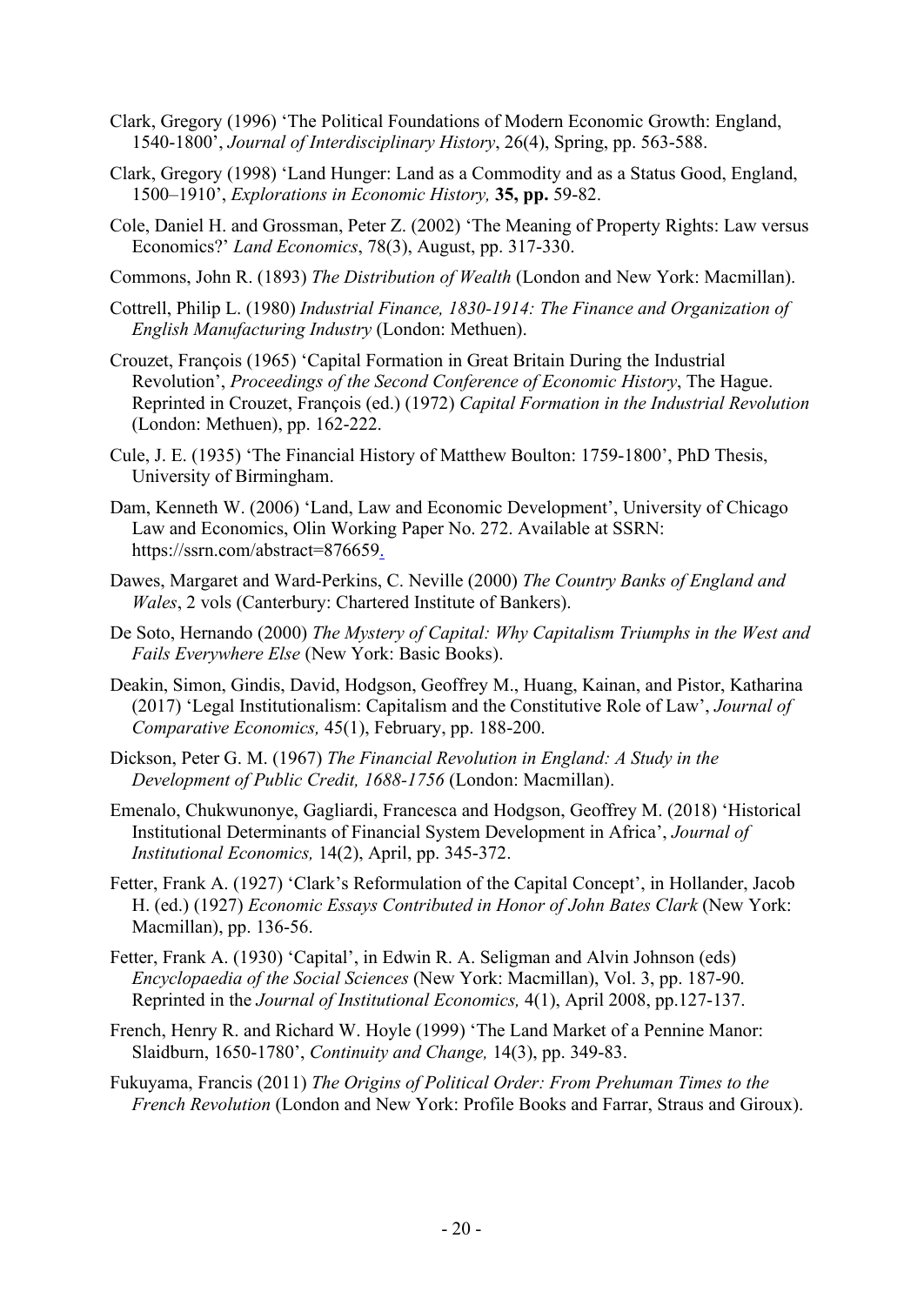Clark, Gregory (1996) 'The Political Foundations of Modern Economic Growth: England, 1540-1800', *Journal of Interdisciplinary History*, 26(4), Spring, pp. 563-588.

Clark, Gregory (1998) 'Land Hunger: Land as a Commodity and as a Status Good, England, 1500–1910', *Explorations in Economic History,* **35, pp.** 59-82.

Cole, Daniel H. and Grossman, Peter Z. (2002) 'The Meaning of Property Rights: Law versus Economics?' *Land Economics*, 78(3), August, pp. 317-330.

Commons, John R. (1893) *The Distribution of Wealth* (London and New York: Macmillan).

Cottrell, Philip L. (1980) *Industrial Finance, 1830-1914: The Finance and Organization of English Manufacturing Industry* (London: Methuen).

Crouzet, François (1965) 'Capital Formation in Great Britain During the Industrial Revolution', *Proceedings of the Second Conference of Economic History*, The Hague. Reprinted in Crouzet, François (ed.) (1972) *Capital Formation in the Industrial Revolution* (London: Methuen), pp. 162-222.

Cule, J. E. (1935) 'The Financial History of Matthew Boulton: 1759-1800', PhD Thesis, University of Birmingham.

Dam, Kenneth W. (2006) 'Land, Law and Economic Development', University of Chicago Law and Economics, Olin Working Paper No. 272. Available at SSRN: https://ssrn.com/abstract=876659.

Dawes, Margaret and Ward-Perkins, C. Neville (2000) *The Country Banks of England and Wales*, 2 vols (Canterbury: Chartered Institute of Bankers).

De Soto, Hernando (2000) *The Mystery of Capital: Why Capitalism Triumphs in the West and Fails Everywhere Else* (New York: Basic Books).

Deakin, Simon, Gindis, David, Hodgson, Geoffrey M., Huang, Kainan, and Pistor, Katharina (2017) 'Legal Institutionalism: Capitalism and the Constitutive Role of Law', *Journal of Comparative Economics,* 45(1), February, pp. 188-200.

Dickson, Peter G. M. (1967) *The Financial Revolution in England: A Study in the Development of Public Credit, 1688-1756* (London: Macmillan).

Emenalo, Chukwunonye, Gagliardi, Francesca and Hodgson, Geoffrey M. (2018) 'Historical Institutional Determinants of Financial System Development in Africa', *Journal of Institutional Economics,* 14(2), April, pp. 345-372.

Fetter, Frank A. (1927) 'Clark's Reformulation of the Capital Concept', in Hollander, Jacob H. (ed.) (1927) *Economic Essays Contributed in Honor of John Bates Clark* (New York: Macmillan), pp. 136-56.

Fetter, Frank A. (1930) 'Capital', in Edwin R. A. Seligman and Alvin Johnson (eds) *Encyclopaedia of the Social Sciences* (New York: Macmillan), Vol. 3, pp. 187-90. Reprinted in the *Journal of Institutional Economics,* 4(1), April 2008, pp.127-137.

French, Henry R. and Richard W. Hoyle (1999) 'The Land Market of a Pennine Manor: Slaidburn, 1650-1780', *Continuity and Change,* 14(3), pp. 349-83.

Fukuyama, Francis (2011) *The Origins of Political Order: From Prehuman Times to the French Revolution* (London and New York: Profile Books and Farrar, Straus and Giroux).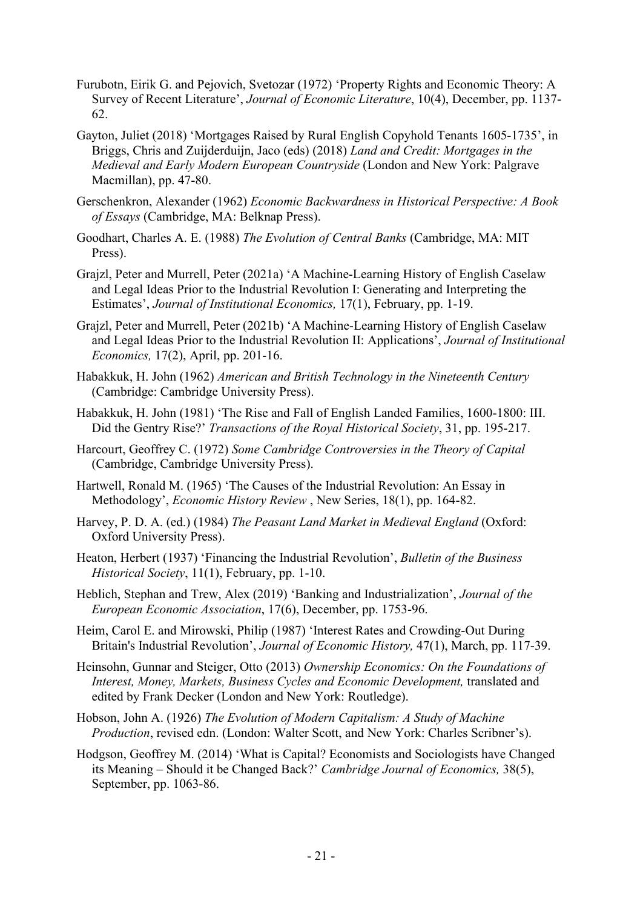Furubotn, Eirik G. and Pejovich, Svetozar (1972) 'Property Rights and Economic Theory: A Survey of Recent Literature', *Journal of Economic Literature*, 10(4), December, pp. 1137-62.

Gayton, Juliet (2018) 'Mortgages Raised by Rural English Copyhold Tenants 1605-1735', in Briggs, Chris and Zuijderduijn, Jaco (eds) (2018) *Land and Credit: Mortgages in the Medieval and Early Modern European Countryside* (London and New York: Palgrave Macmillan), pp. 47-80.

Gerschenkron, Alexander (1962) *Economic Backwardness in Historical Perspective: A Book of Essays* (Cambridge, MA: Belknap Press).

Goodhart, Charles A. E. (1988) *The Evolution of Central Banks* (Cambridge, MA: MIT Press).

Grajzl, Peter and Murrell, Peter (2021a) 'A Machine-Learning History of English Caselaw and Legal Ideas Prior to the Industrial Revolution I: Generating and Interpreting the Estimates', *Journal of Institutional Economics,* 17(1), February, pp. 1-19.

Grajzl, Peter and Murrell, Peter (2021b) 'A Machine-Learning History of English Caselaw and Legal Ideas Prior to the Industrial Revolution II: Applications', *Journal of Institutional Economics,* 17(2), April, pp. 201-16.

Habakkuk, H. John (1962) *American and British Technology in the Nineteenth Century* (Cambridge: Cambridge University Press).

Habakkuk, H. John (1981) 'The Rise and Fall of English Landed Families, 1600-1800: III. Did the Gentry Rise?' *Transactions of the Royal Historical Society*, 31, pp. 195-217.

Harcourt, Geoffrey C. (1972) *Some Cambridge Controversies in the Theory of Capital* (Cambridge, Cambridge University Press).

Hartwell, Ronald M. (1965) 'The Causes of the Industrial Revolution: An Essay in Methodology', *Economic History Review* , New Series, 18(1), pp. 164-82.

Harvey, P. D. A. (ed.) (1984) *The Peasant Land Market in Medieval England* (Oxford: Oxford University Press).

Heaton, Herbert (1937) 'Financing the Industrial Revolution', *Bulletin of the Business Historical Society*, 11(1), February, pp. 1-10.

Heblich, Stephan and Trew, Alex (2019) 'Banking and Industrialization', *Journal of the European Economic Association*, 17(6), December, pp. 1753-96.

Heim, Carol E. and Mirowski, Philip (1987) 'Interest Rates and Crowding-Out During Britain's Industrial Revolution', *Journal of Economic History,* 47(1), March, pp. 117-39.

Heinsohn, Gunnar and Steiger, Otto (2013) *Ownership Economics: On the Foundations of Interest, Money, Markets, Business Cycles and Economic Development,* translated and edited by Frank Decker (London and New York: Routledge).

Hobson, John A. (1926) *The Evolution of Modern Capitalism: A Study of Machine Production*, revised edn. (London: Walter Scott, and New York: Charles Scribner's).

Hodgson, Geoffrey M. (2014) 'What is Capital? Economists and Sociologists have Changed its Meaning – Should it be Changed Back?' *Cambridge Journal of Economics,* 38(5), September, pp. 1063-86.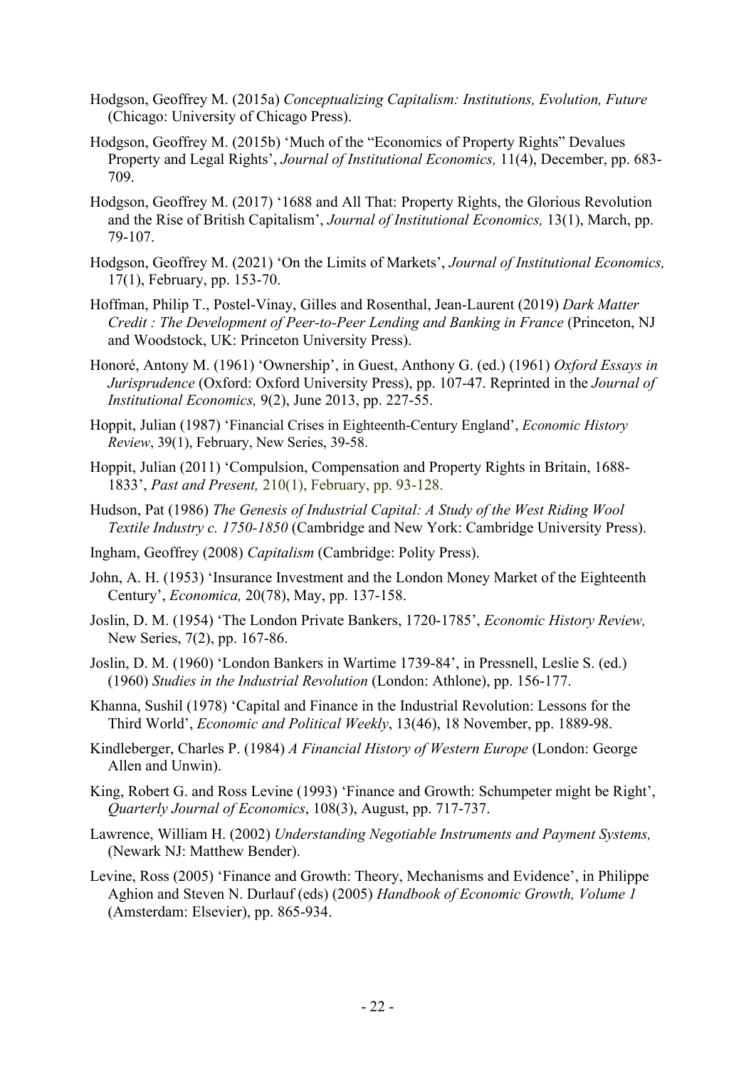Hodgson, Geoffrey M. (2015a) *Conceptualizing Capitalism: Institutions, Evolution, Future* (Chicago: University of Chicago Press).

Hodgson, Geoffrey M. (2015b) 'Much of the "Economics of Property Rights" Devalues Property and Legal Rights', *Journal of Institutional Economics,* 11(4), December, pp. 683-709.

Hodgson, Geoffrey M. (2017) '1688 and All That: Property Rights, the Glorious Revolution and the Rise of British Capitalism', *Journal of Institutional Economics,* 13(1), March, pp. 79-107.

Hodgson, Geoffrey M. (2021) 'On the Limits of Markets', *Journal of Institutional Economics,* 17(1), February, pp. 153-70.

Hoffman, Philip T., Postel-Vinay, Gilles and Rosenthal, Jean-Laurent (2019) *Dark Matter Credit : The Development of Peer-to-Peer Lending and Banking in France* (Princeton, NJ and Woodstock, UK: Princeton University Press).

Honoré, Antony M. (1961) 'Ownership', in Guest, Anthony G. (ed.) (1961) *Oxford Essays in Jurisprudence* (Oxford: Oxford University Press), pp. 107-47. Reprinted in the *Journal of Institutional Economics,* 9(2), June 2013, pp. 227-55.

Hoppit, Julian (1987) 'Financial Crises in Eighteenth-Century England', *Economic History Review*, 39(1), February, New Series, 39-58.

Hoppit, Julian (2011) 'Compulsion, Compensation and Property Rights in Britain, 1688-1833', *Past and Present,* 210(1), February, pp. 93-128.

Hudson, Pat (1986) *The Genesis of Industrial Capital: A Study of the West Riding Wool Textile Industry c. 1750-1850* (Cambridge and New York: Cambridge University Press).

Ingham, Geoffrey (2008) *Capitalism* (Cambridge: Polity Press).

John, A. H. (1953) 'Insurance Investment and the London Money Market of the Eighteenth Century', *Economica,* 20(78), May, pp. 137-158.

Joslin, D. M. (1954) 'The London Private Bankers, 1720-1785', *Economic History Review,* New Series, 7(2), pp. 167-86.

Joslin, D. M. (1960) 'London Bankers in Wartime 1739-84', in Pressnell, Leslie S. (ed.) (1960) *Studies in the Industrial Revolution* (London: Athlone), pp. 156-177.

Khanna, Sushil (1978) 'Capital and Finance in the Industrial Revolution: Lessons for the Third World', *Economic and Political Weekly*, 13(46), 18 November, pp. 1889-98.

Kindleberger, Charles P. (1984) *A Financial History of Western Europe* (London: George Allen and Unwin).

King, Robert G. and Ross Levine (1993) 'Finance and Growth: Schumpeter might be Right', *Quarterly Journal of Economics*, 108(3), August, pp. 717-737.

Lawrence, William H. (2002) *Understanding Negotiable Instruments and Payment Systems,* (Newark NJ: Matthew Bender).

Levine, Ross (2005) 'Finance and Growth: Theory, Mechanisms and Evidence', in Philippe Aghion and Steven N. Durlauf (eds) (2005) *Handbook of Economic Growth, Volume 1* (Amsterdam: Elsevier), pp. 865-934.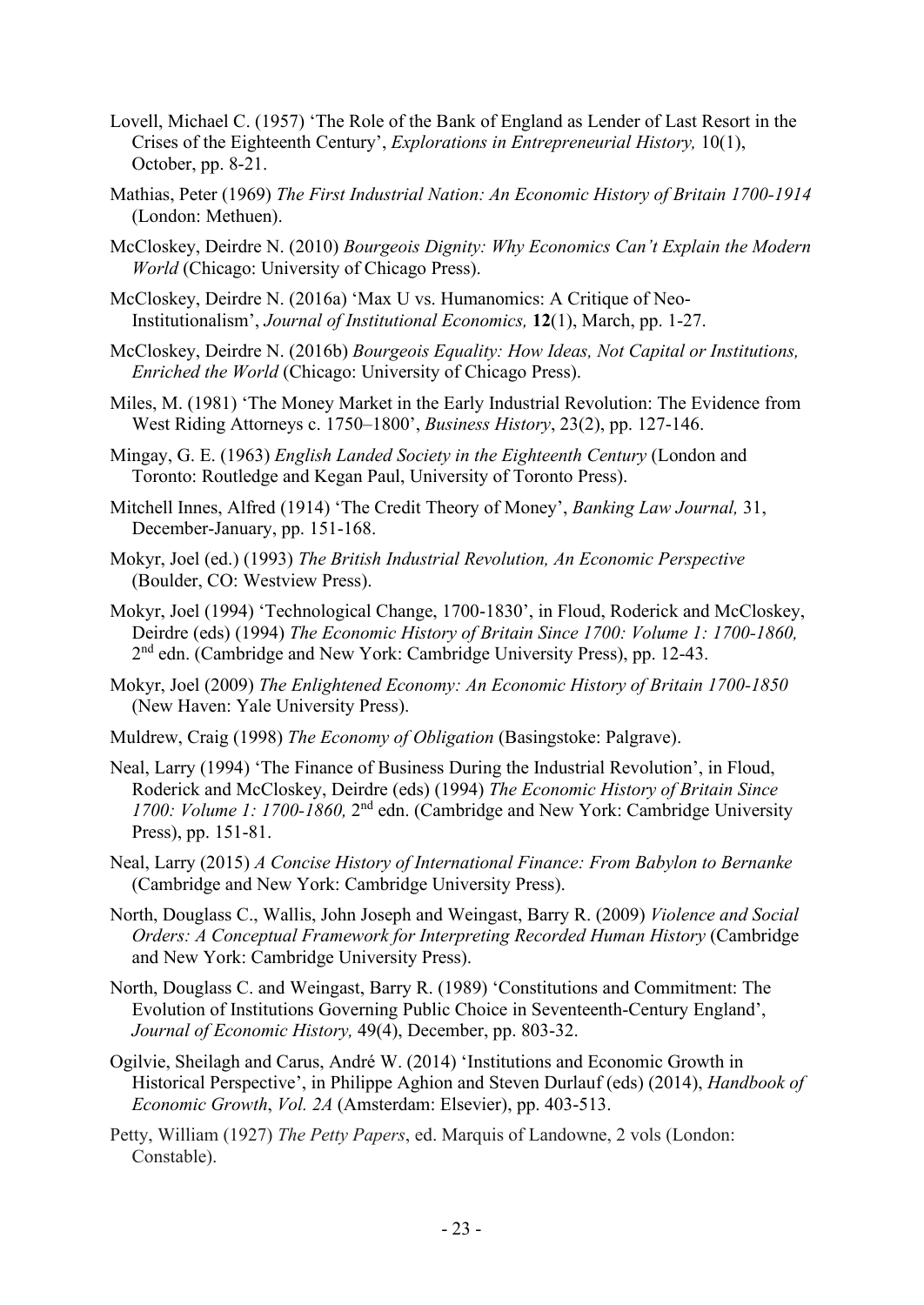Lovell, Michael C. (1957) ‘The Role of the Bank of England as Lender of Last Resort in the Crises of the Eighteenth Century’, *Explorations in Entrepreneurial History,* 10(1), October, pp. 8-21.

Mathias, Peter (1969) *The First Industrial Nation: An Economic History of Britain 1700-1914* (London: Methuen).

McCloskey, Deirdre N. (2010) *Bourgeois Dignity: Why Economics Can’t Explain the Modern World* (Chicago: University of Chicago Press).

McCloskey, Deirdre N. (2016a) ‘Max U vs. Humanomics: A Critique of Neo-Institutionalism’, *Journal of Institutional Economics,* **12**(1), March, pp. 1-27.

McCloskey, Deirdre N. (2016b) *Bourgeois Equality: How Ideas, Not Capital or Institutions, Enriched the World* (Chicago: University of Chicago Press).

Miles, M. (1981) ‘The Money Market in the Early Industrial Revolution: The Evidence from West Riding Attorneys c. 1750–1800’, *Business History*, 23(2), pp. 127-146.

Mingay, G. E. (1963) *English Landed Society in the Eighteenth Century* (London and Toronto: Routledge and Kegan Paul, University of Toronto Press).

Mitchell Innes, Alfred (1914) ‘The Credit Theory of Money’, *Banking Law Journal,* 31, December-January, pp. 151-168.

Mokyr, Joel (ed.) (1993) *The British Industrial Revolution, An Economic Perspective* (Boulder, CO: Westview Press).

Mokyr, Joel (1994) ‘Technological Change, 1700-1830’, in Floud, Roderick and McCloskey, Deirdre (eds) (1994) *The Economic History of Britain Since 1700: Volume 1: 1700-1860,* 2nd edn. (Cambridge and New York: Cambridge University Press), pp. 12-43.

Mokyr, Joel (2009) *The Enlightened Economy: An Economic History of Britain 1700-1850* (New Haven: Yale University Press).

Muldrew, Craig (1998) *The Economy of Obligation* (Basingstoke: Palgrave).

Neal, Larry (1994) ‘The Finance of Business During the Industrial Revolution’, in Floud, Roderick and McCloskey, Deirdre (eds) (1994) *The Economic History of Britain Since 1700: Volume 1: 1700-1860,* 2nd edn. (Cambridge and New York: Cambridge University Press), pp. 151-81.

Neal, Larry (2015) *A Concise History of International Finance: From Babylon to Bernanke* (Cambridge and New York: Cambridge University Press).

North, Douglass C., Wallis, John Joseph and Weingast, Barry R. (2009) *Violence and Social Orders: A Conceptual Framework for Interpreting Recorded Human History* (Cambridge and New York: Cambridge University Press).

North, Douglass C. and Weingast, Barry R. (1989) ‘Constitutions and Commitment: The Evolution of Institutions Governing Public Choice in Seventeenth-Century England’, *Journal of Economic History,* 49(4), December, pp. 803-32.

Ogilvie, Sheilagh and Carus, André W. (2014) ‘Institutions and Economic Growth in Historical Perspective’, in Philippe Aghion and Steven Durlauf (eds) (2014), *Handbook of Economic Growth*, *Vol. 2A* (Amsterdam: Elsevier), pp. 403-513.

Petty, William (1927) *The Petty Papers*, ed. Marquis of Landowne, 2 vols (London: Constable).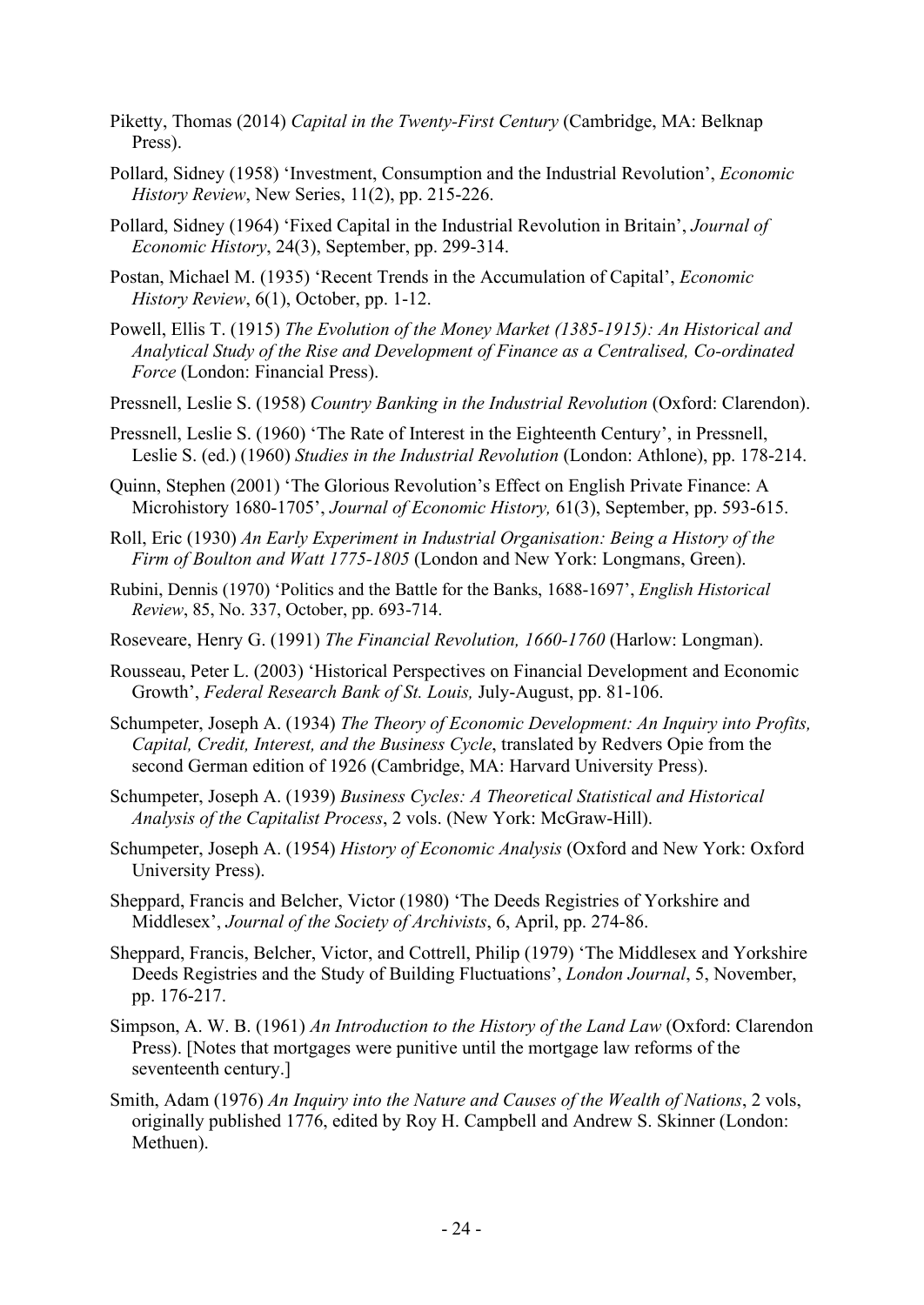Piketty, Thomas (2014) *Capital in the Twenty-First Century* (Cambridge, MA: Belknap Press).

Pollard, Sidney (1958) 'Investment, Consumption and the Industrial Revolution', *Economic History Review*, New Series, 11(2), pp. 215-226.

Pollard, Sidney (1964) 'Fixed Capital in the Industrial Revolution in Britain', *Journal of Economic History*, 24(3), September, pp. 299-314.

Postan, Michael M. (1935) 'Recent Trends in the Accumulation of Capital', *Economic History Review*, 6(1), October, pp. 1-12.

Powell, Ellis T. (1915) *The Evolution of the Money Market (1385-1915): An Historical and Analytical Study of the Rise and Development of Finance as a Centralised, Co-ordinated Force* (London: Financial Press).

Pressnell, Leslie S. (1958) *Country Banking in the Industrial Revolution* (Oxford: Clarendon).

Pressnell, Leslie S. (1960) 'The Rate of Interest in the Eighteenth Century', in Pressnell, Leslie S. (ed.) (1960) *Studies in the Industrial Revolution* (London: Athlone), pp. 178-214.

Quinn, Stephen (2001) 'The Glorious Revolution's Effect on English Private Finance: A Microhistory 1680-1705', *Journal of Economic History,* 61(3), September, pp. 593-615.

Roll, Eric (1930) *An Early Experiment in Industrial Organisation: Being a History of the Firm of Boulton and Watt 1775-1805* (London and New York: Longmans, Green).

Rubini, Dennis (1970) 'Politics and the Battle for the Banks, 1688-1697', *English Historical Review*, 85, No. 337, October, pp. 693-714.

Roseveare, Henry G. (1991) *The Financial Revolution, 1660-1760* (Harlow: Longman).

Rousseau, Peter L. (2003) 'Historical Perspectives on Financial Development and Economic Growth', *Federal Research Bank of St. Louis,* July-August, pp. 81-106.

Schumpeter, Joseph A. (1934) *The Theory of Economic Development: An Inquiry into Profits, Capital, Credit, Interest, and the Business Cycle*, translated by Redvers Opie from the second German edition of 1926 (Cambridge, MA: Harvard University Press).

Schumpeter, Joseph A. (1939) *Business Cycles: A Theoretical Statistical and Historical Analysis of the Capitalist Process*, 2 vols. (New York: McGraw-Hill).

Schumpeter, Joseph A. (1954) *History of Economic Analysis* (Oxford and New York: Oxford University Press).

Sheppard, Francis and Belcher, Victor (1980) 'The Deeds Registries of Yorkshire and Middlesex', *Journal of the Society of Archivists*, 6, April, pp. 274-86.

Sheppard, Francis, Belcher, Victor, and Cottrell, Philip (1979) 'The Middlesex and Yorkshire Deeds Registries and the Study of Building Fluctuations', *London Journal*, 5, November, pp. 176-217.

Simpson, A. W. B. (1961) *An Introduction to the History of the Land Law* (Oxford: Clarendon Press). [Notes that mortgages were punitive until the mortgage law reforms of the seventeenth century.]

Smith, Adam (1976) *An Inquiry into the Nature and Causes of the Wealth of Nations*, 2 vols, originally published 1776, edited by Roy H. Campbell and Andrew S. Skinner (London: Methuen).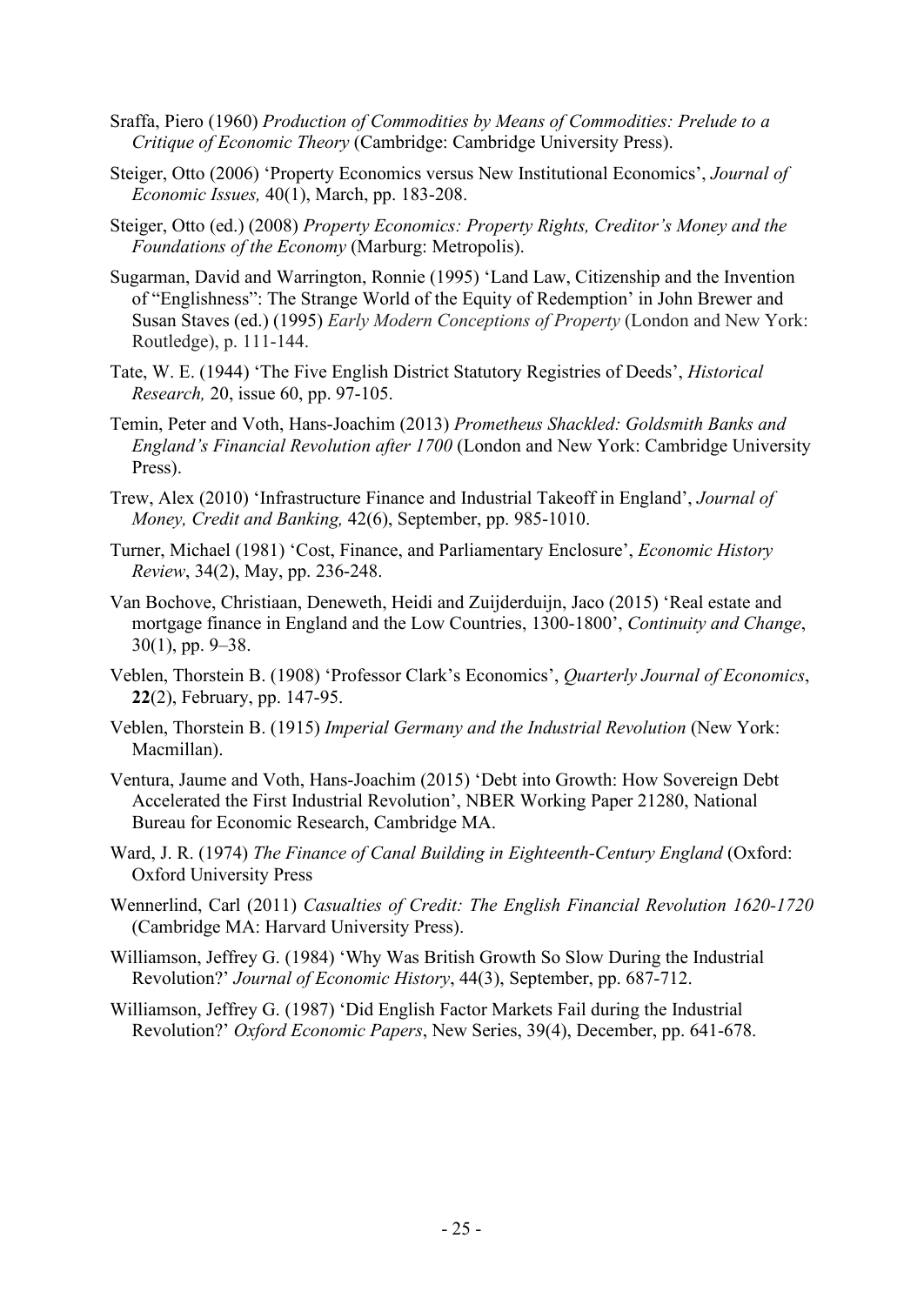Sraffa, Piero (1960) *Production of Commodities by Means of Commodities: Prelude to a Critique of Economic Theory* (Cambridge: Cambridge University Press).

Steiger, Otto (2006) 'Property Economics versus New Institutional Economics', *Journal of Economic Issues,* 40(1), March, pp. 183-208.

Steiger, Otto (ed.) (2008) *Property Economics: Property Rights, Creditor's Money and the Foundations of the Economy* (Marburg: Metropolis).

Sugarman, David and Warrington, Ronnie (1995) 'Land Law, Citizenship and the Invention of "Englishness": The Strange World of the Equity of Redemption' in John Brewer and Susan Staves (ed.) (1995) *Early Modern Conceptions of Property* (London and New York: Routledge), p. 111-144.

Tate, W. E. (1944) 'The Five English District Statutory Registries of Deeds', *Historical Research,* 20, issue 60, pp. 97-105.

Temin, Peter and Voth, Hans-Joachim (2013) *Prometheus Shackled: Goldsmith Banks and England's Financial Revolution after 1700* (London and New York: Cambridge University Press).

Trew, Alex (2010) 'Infrastructure Finance and Industrial Takeoff in England', *Journal of Money, Credit and Banking,* 42(6), September, pp. 985-1010.

Turner, Michael (1981) 'Cost, Finance, and Parliamentary Enclosure', *Economic History Review*, 34(2), May, pp. 236-248.

Van Bochove, Christiaan, Deneweth, Heidi and Zuijderduijn, Jaco (2015) 'Real estate and mortgage finance in England and the Low Countries, 1300-1800', *Continuity and Change*, 30(1), pp. 9–38.

Veblen, Thorstein B. (1908) 'Professor Clark's Economics', *Quarterly Journal of Economics*, **22**(2), February, pp. 147-95.

Veblen, Thorstein B. (1915) *Imperial Germany and the Industrial Revolution* (New York: Macmillan).

Ventura, Jaume and Voth, Hans-Joachim (2015) 'Debt into Growth: How Sovereign Debt Accelerated the First Industrial Revolution', NBER Working Paper 21280, National Bureau for Economic Research, Cambridge MA.

Ward, J. R. (1974) *The Finance of Canal Building in Eighteenth-Century England* (Oxford: Oxford University Press

Wennerlind, Carl (2011) *Casualties of Credit: The English Financial Revolution 1620-1720* (Cambridge MA: Harvard University Press).

Williamson, Jeffrey G. (1984) 'Why Was British Growth So Slow During the Industrial Revolution?' *Journal of Economic History*, 44(3), September, pp. 687-712.

Williamson, Jeffrey G. (1987) 'Did English Factor Markets Fail during the Industrial Revolution?' *Oxford Economic Papers*, New Series, 39(4), December, pp. 641-678.